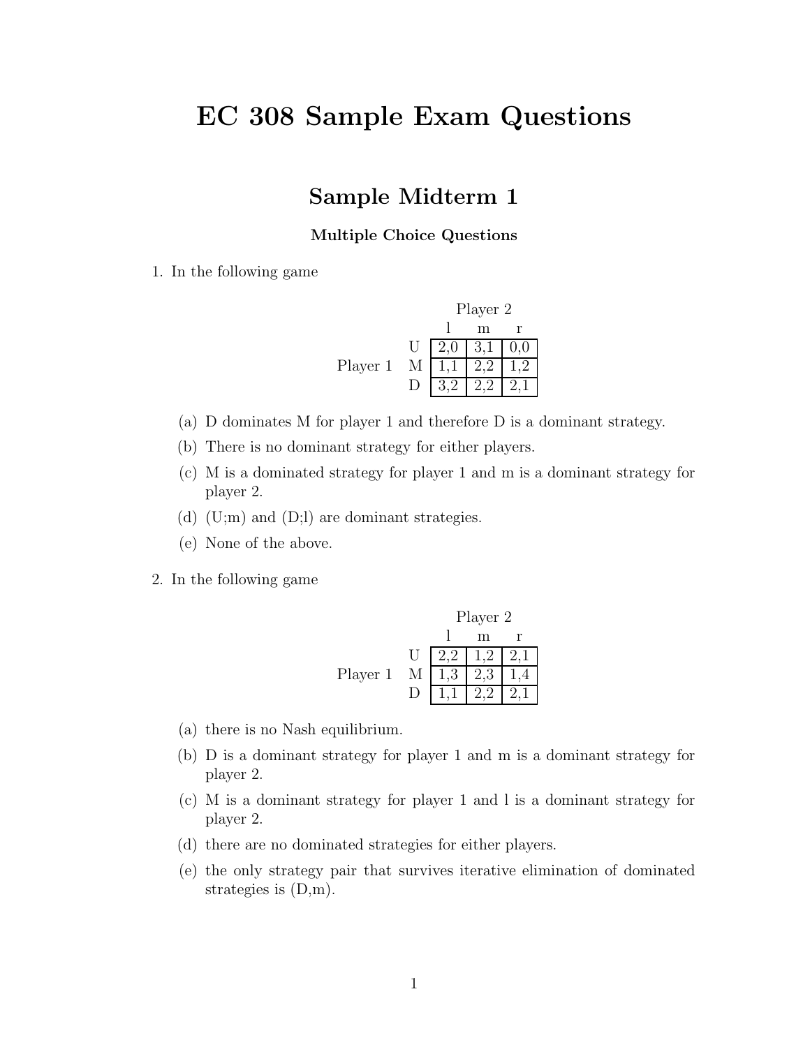# EC 308 Sample Exam Questions

## Sample Midterm 1

### Multiple Choice Questions

1. In the following game

| | | Player 2 | | |
|---|---|---|---|---|
| | | l | m | r |
| Player 1 | U | 2,0 | 3,1 | 0,0 |
| | M | 1,1 | 2,2 | 1,2 |
| | D | 3,2 | 2,2 | 2,1 |

   (a) D dominates M for player 1 and therefore D is a dominant strategy.

   (b) There is no dominant strategy for either players.

   (c) M is a dominated strategy for player 1 and m is a dominant strategy for player 2.

   (d) (U;m) and (D;l) are dominant strategies.

   (e) None of the above.

2. In the following game

| | | Player 2 | | |
|---|---|---|---|---|
| | | l | m | r |
| Player 1 | U | 2,2 | 1,2 | 2,1 |
| | M | 1,3 | 2,3 | 1,4 |
| | D | 1,1 | 2,2 | 2,1 |

   (a) there is no Nash equilibrium.

   (b) D is a dominant strategy for player 1 and m is a dominant strategy for player 2.

   (c) M is a dominant strategy for player 1 and l is a dominant strategy for player 2.

   (d) there are no dominated strategies for either players.

   (e) the only strategy pair that survives iterative elimination of dominated strategies is (D,m).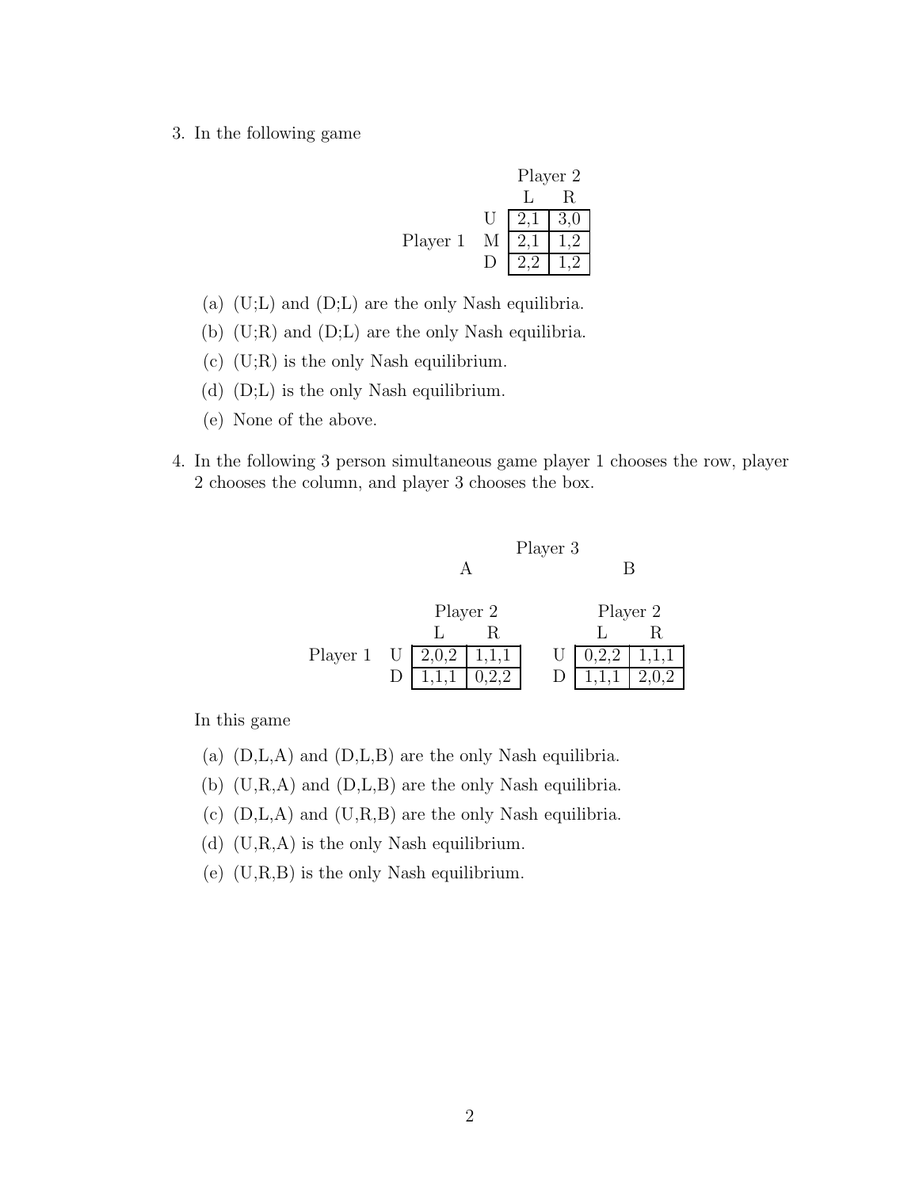3. In the following game

| | | Player 2 | |
|---|---|---|---|
| | | L | R |
| Player 1 | U | 2,1 | 3,0 |
| | M | 2,1 | 1,2 |
| | D | 2,2 | 1,2 |

   (a) (U;L) and (D;L) are the only Nash equilibria.

   (b) (U;R) and (D;L) are the only Nash equilibria.

   (c) (U;R) is the only Nash equilibrium.

   (d) (D;L) is the only Nash equilibrium.

   (e) None of the above.

4. In the following 3 person simultaneous game player 1 chooses the row, player 2 chooses the column, and player 3 chooses the box.

Player 3: A

| | | Player 2 | |
|---|---|---|---|
| | | L | R |
| Player 1 | U | 2,0,2 | 1,1,1 |
| | D | 1,1,1 | 0,2,2 |

Player 3: B

| | | Player 2 | |
|---|---|---|---|
| | | L | R |
| Player 1 | U | 0,2,2 | 1,1,1 |
| | D | 1,1,1 | 2,0,2 |

   In this game

   (a) (D,L,A) and (D,L,B) are the only Nash equilibria.

   (b) (U,R,A) and (D,L,B) are the only Nash equilibria.

   (c) (D,L,A) and (U,R,B) are the only Nash equilibria.

   (d) (U,R,A) is the only Nash equilibrium.

   (e) (U,R,B) is the only Nash equilibrium.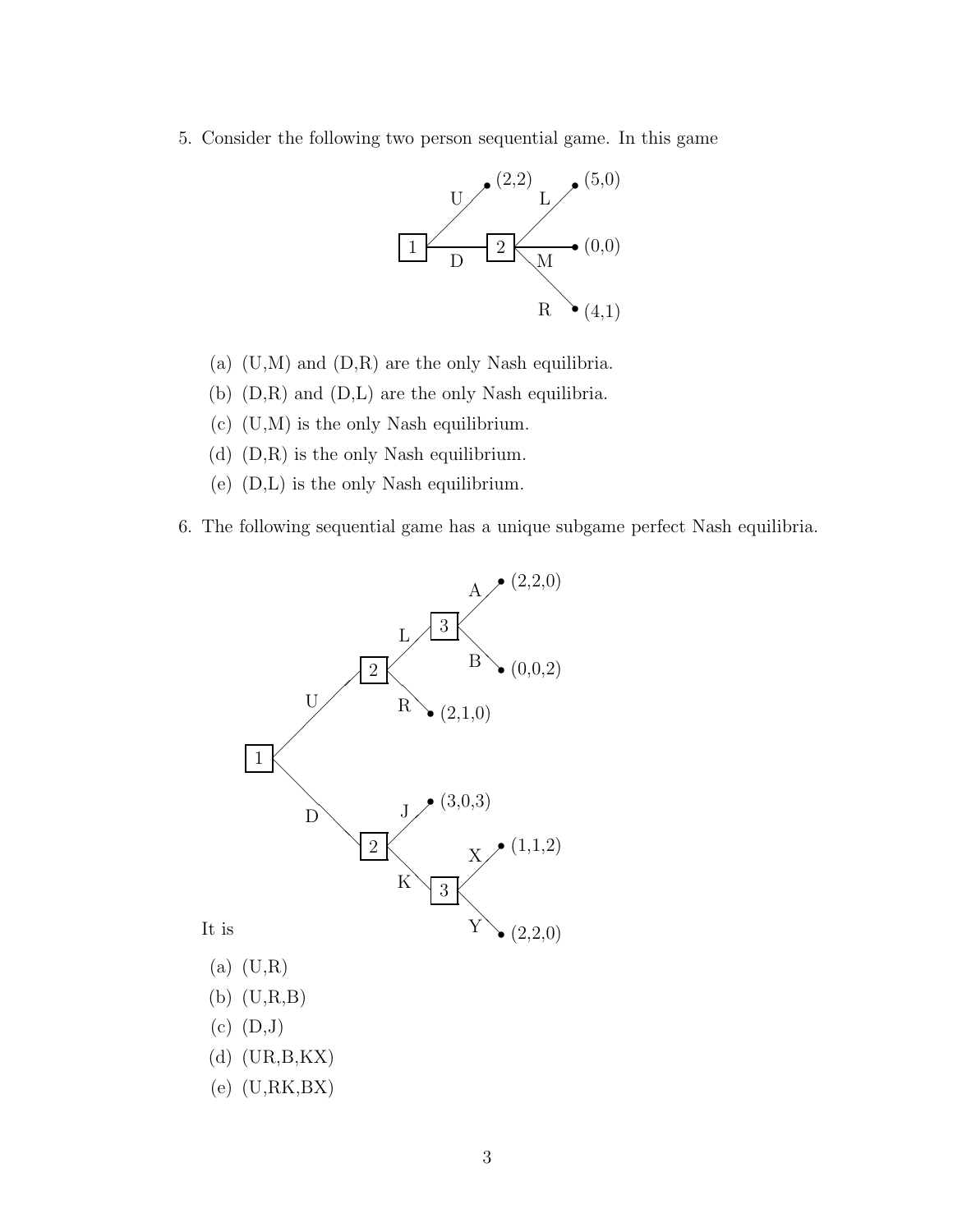5. Consider the following two person sequential game. In this game

   (a) (U,M) and (D,R) are the only Nash equilibria.
   (b) (D,R) and (D,L) are the only Nash equilibria.
   (c) (U,M) is the only Nash equilibrium.
   (d) (D,R) is the only Nash equilibrium.
   (e) (D,L) is the only Nash equilibrium.

6. The following sequential game has a unique subgame perfect Nash equilibria.

   It is

   (a) (U,R)
   (b) (U,R,B)
   (c) (D,J)
   (d) (UR,B,KX)
   (e) (U,RK,BX)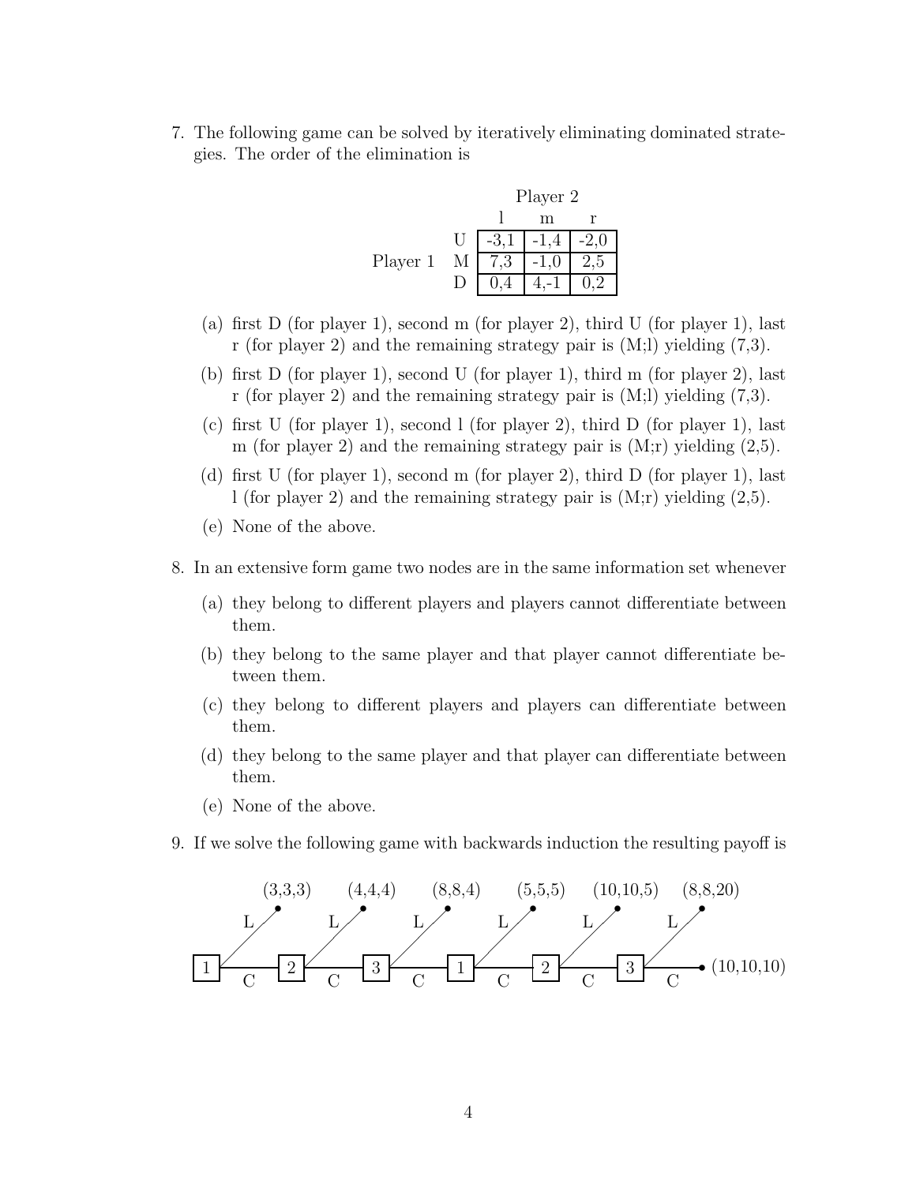7. The following game can be solved by iteratively eliminating dominated strategies. The order of the elimination is

| | | Player 2 | | |
|---|---|---|---|---|
| | | l | m | r |
| Player 1 | U | -3,1 | -1,4 | -2,0 |
| | M | 7,3 | -1,0 | 2,5 |
| | D | 0,4 | 4,-1 | 0,2 |

   (a) first D (for player 1), second m (for player 2), third U (for player 1), last r (for player 2) and the remaining strategy pair is (M;l) yielding (7,3).

   (b) first D (for player 1), second U (for player 1), third m (for player 2), last r (for player 2) and the remaining strategy pair is (M;l) yielding (7,3).

   (c) first U (for player 1), second l (for player 2), third D (for player 1), last m (for player 2) and the remaining strategy pair is (M;r) yielding (2,5).

   (d) first U (for player 1), second m (for player 2), third D (for player 1), last l (for player 2) and the remaining strategy pair is (M;r) yielding (2,5).

   (e) None of the above.

8. In an extensive form game two nodes are in the same information set whenever

   (a) they belong to different players and players cannot differentiate between them.

   (b) they belong to the same player and that player cannot differentiate between them.

   (c) they belong to different players and players can differentiate between them.

   (d) they belong to the same player and that player can differentiate between them.

   (e) None of the above.

9. If we solve the following game with backwards induction the resulting payoff is

Game tree: Players move in sequence 1 → 2 → 3 → 1 → 2 → 3, each choosing L (end) or C (continue).

| Node | 1 | 2 | 3 | 1 | 2 | 3 | End (C) |
|---|---|---|---|---|---|---|---|
| Payoff if L | (3,3,3) | (4,4,4) | (8,8,4) | (5,5,5) | (10,10,5) | (8,8,20) | (10,10,10) |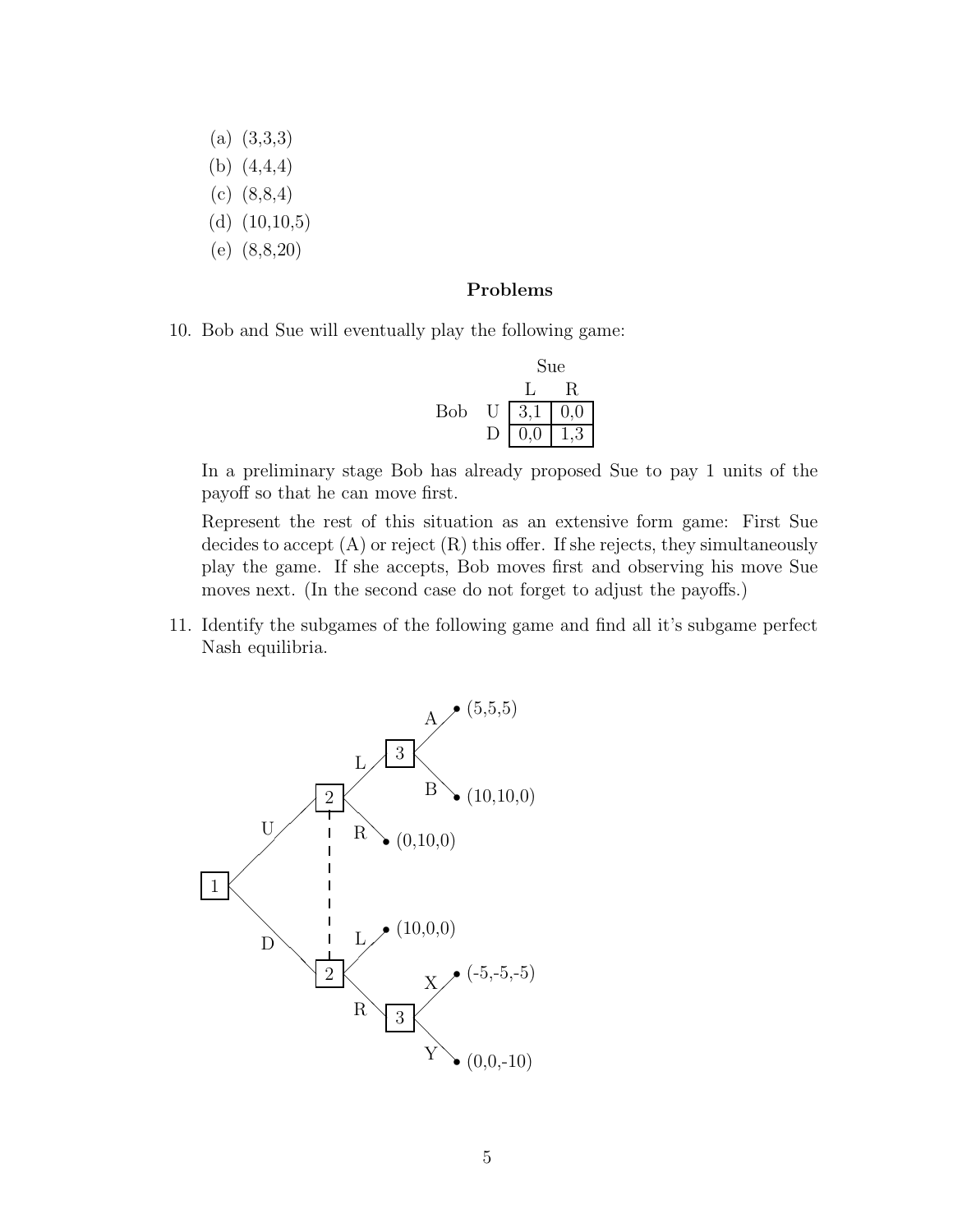(a) (3,3,3)
(b) (4,4,4)
(c) (8,8,4)
(d) (10,10,5)
(e) (8,8,20)

### Problems

10. Bob and Sue will eventually play the following game:

| | | Sue | |
|---|---|---|---|
| | | L | R |
| Bob | U | 3,1 | 0,0 |
| | D | 0,0 | 1,3 |

In a preliminary stage Bob has already proposed Sue to pay 1 units of the payoff so that he can move first.

Represent the rest of this situation as an extensive form game: First Sue decides to accept (A) or reject (R) this offer. If she rejects, they simultaneously play the game. If she accepts, Bob moves first and observing his move Sue moves next. (In the second case do not forget to adjust the payoffs.)

11. Identify the subgames of the following game and find all it's subgame perfect Nash equilibria.

```
Player 1:
  U -> Player 2 (information set with lower node, dashed line)
        L -> Player 3
              A -> (5,5,5)
              B -> (10,10,0)
        R -> (0,10,0)
  D -> Player 2 (same information set)
        L -> (10,0,0)
        R -> Player 3
              X -> (-5,-5,-5)
              Y -> (0,0,-10)
```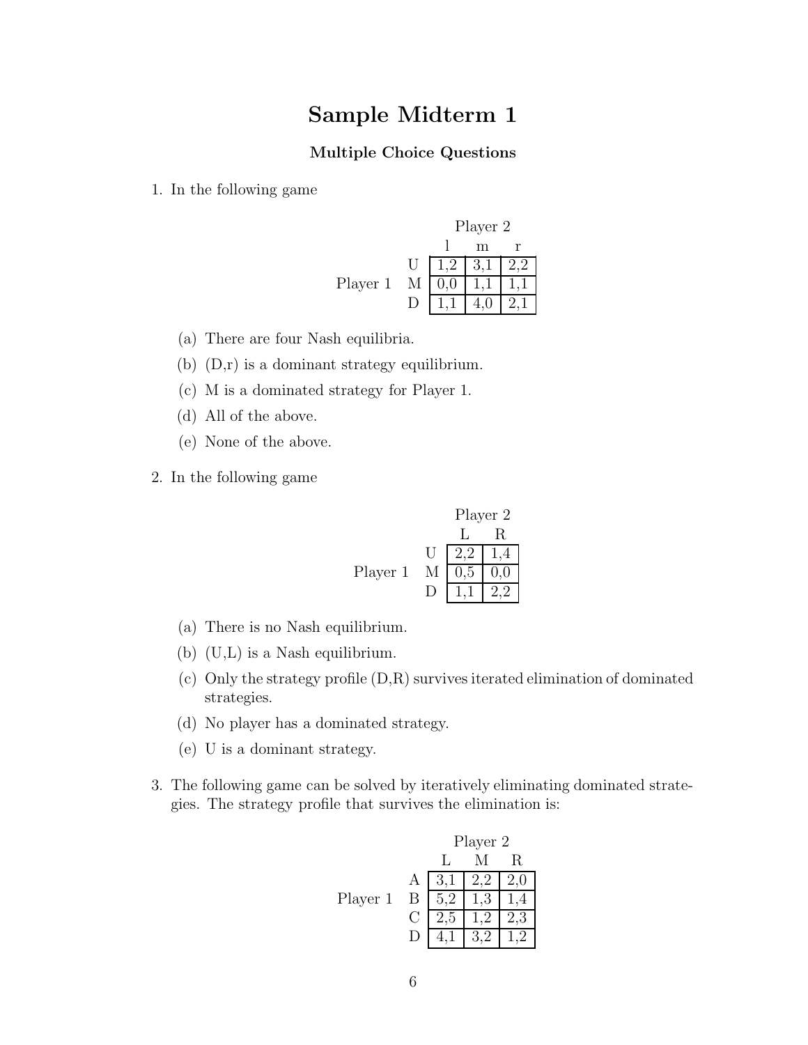# Sample Midterm 1

### Multiple Choice Questions

1. In the following game

| | | Player 2 | | |
|---|---|---|---|---|
| | | l | m | r |
| Player 1 | U | 1,2 | 3,1 | 2,2 |
| | M | 0,0 | 1,1 | 1,1 |
| | D | 1,1 | 4,0 | 2,1 |

   (a) There are four Nash equilibria.

   (b) (D,r) is a dominant strategy equilibrium.

   (c) M is a dominated strategy for Player 1.

   (d) All of the above.

   (e) None of the above.

2. In the following game

| | | Player 2 | |
|---|---|---|---|
| | | L | R |
| Player 1 | U | 2,2 | 1,4 |
| | M | 0,5 | 0,0 |
| | D | 1,1 | 2,2 |

   (a) There is no Nash equilibrium.

   (b) (U,L) is a Nash equilibrium.

   (c) Only the strategy profile (D,R) survives iterated elimination of dominated strategies.

   (d) No player has a dominated strategy.

   (e) U is a dominant strategy.

3. The following game can be solved by iteratively eliminating dominated strategies. The strategy profile that survives the elimination is:

| | | Player 2 | | |
|---|---|---|---|---|
| | | L | M | R |
| Player 1 | A | 3,1 | 2,2 | 2,0 |
| | B | 5,2 | 1,3 | 1,4 |
| | C | 2,5 | 1,2 | 2,3 |
| | D | 4,1 | 3,2 | 1,2 |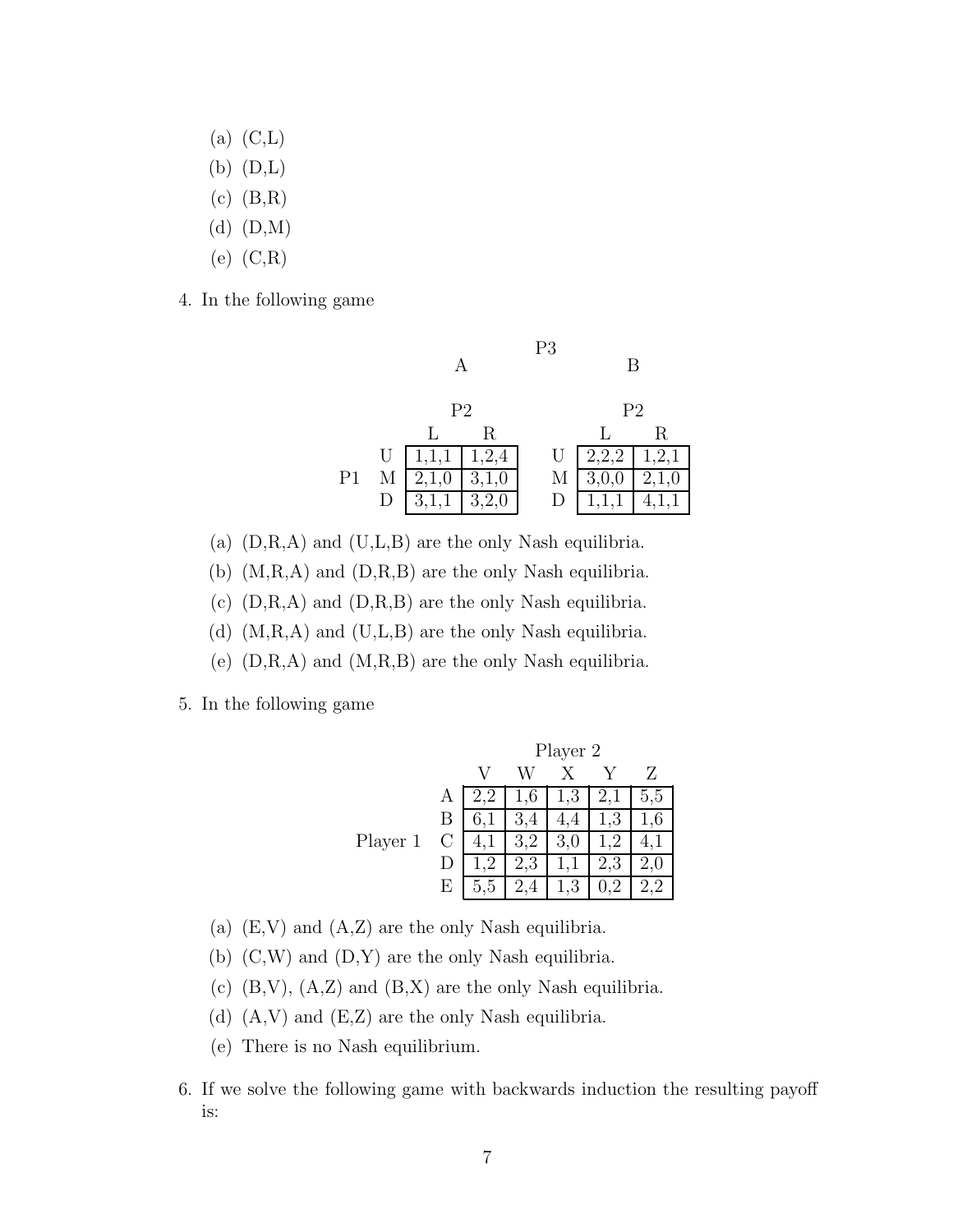(a) (C,L)

(b) (D,L)

(c) (B,R)

(d) (D,M)

(e) (C,R)

4. In the following game

P3: A

| | | P2 L | P2 R |
|---|---|---|---|
| P1 | U | 1,1,1 | 1,2,4 |
| | M | 2,1,0 | 3,1,0 |
| | D | 3,1,1 | 3,2,0 |

P3: B

| | | P2 L | P2 R |
|---|---|---|---|
| P1 | U | 2,2,2 | 1,2,1 |
| | M | 3,0,0 | 2,1,0 |
| | D | 1,1,1 | 4,1,1 |

(a) (D,R,A) and (U,L,B) are the only Nash equilibria.

(b) (M,R,A) and (D,R,B) are the only Nash equilibria.

(c) (D,R,A) and (D,R,B) are the only Nash equilibria.

(d) (M,R,A) and (U,L,B) are the only Nash equilibria.

(e) (D,R,A) and (M,R,B) are the only Nash equilibria.

5. In the following game

| | | Player 2 V | W | X | Y | Z |
|---|---|---|---|---|---|---|
| Player 1 | A | 2,2 | 1,6 | 1,3 | 2,1 | 5,5 |
| | B | 6,1 | 3,4 | 4,4 | 1,3 | 1,6 |
| | C | 4,1 | 3,2 | 3,0 | 1,2 | 4,1 |
| | D | 1,2 | 2,3 | 1,1 | 2,3 | 2,0 |
| | E | 5,5 | 2,4 | 1,3 | 0,2 | 2,2 |

(a) (E,V) and (A,Z) are the only Nash equilibria.

(b) (C,W) and (D,Y) are the only Nash equilibria.

(c) (B,V), (A,Z) and (B,X) are the only Nash equilibria.

(d) (A,V) and (E,Z) are the only Nash equilibria.

(e) There is no Nash equilibrium.

6. If we solve the following game with backwards induction the resulting payoff is: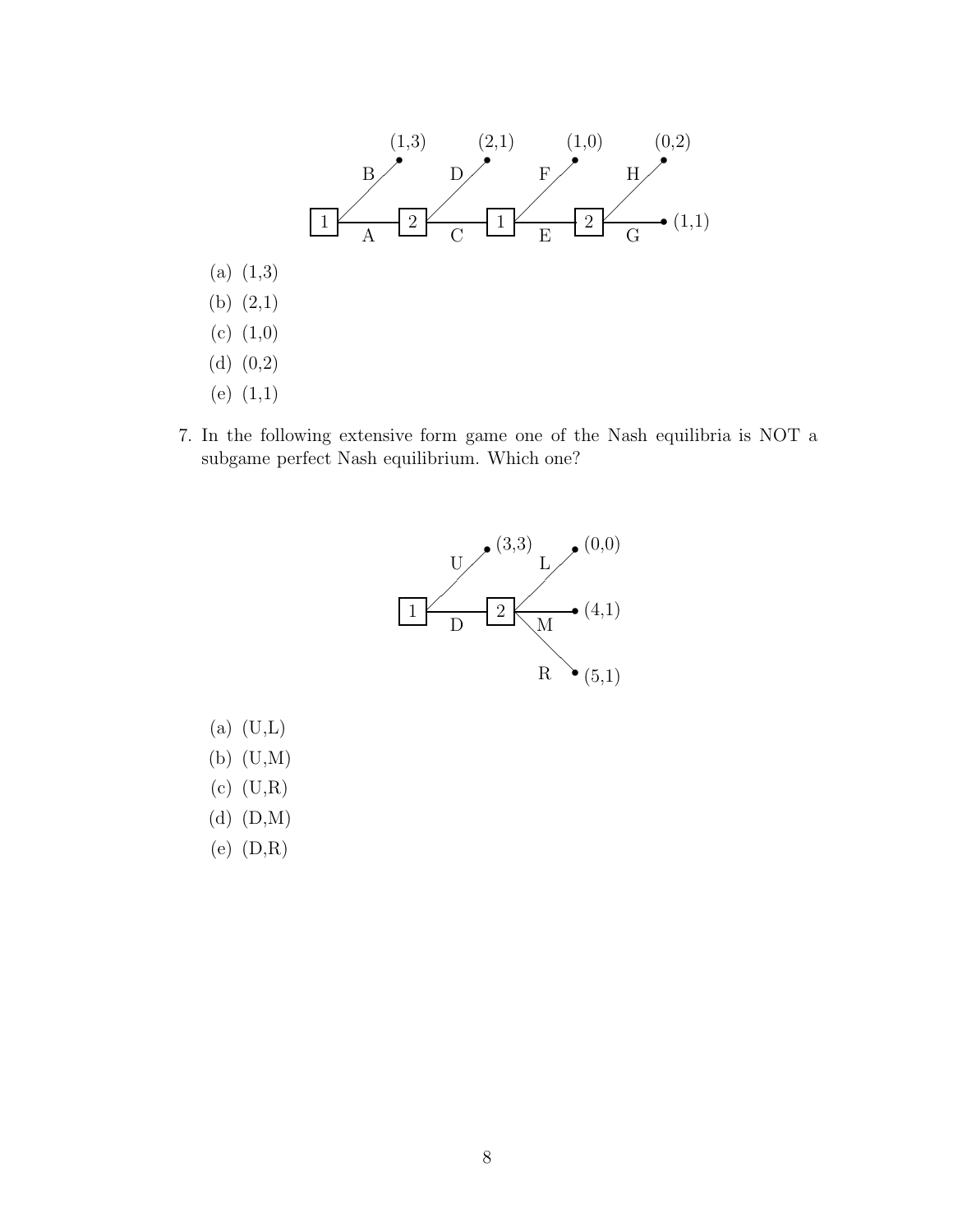(a) (1,3)

(b) (2,1)

(c) (1,0)

(d) (0,2)

(e) (1,1)

7. In the following extensive form game one of the Nash equilibria is NOT a subgame perfect Nash equilibrium. Which one?

(a) (U,L)

(b) (U,M)

(c) (U,R)

(d) (D,M)

(e) (D,R)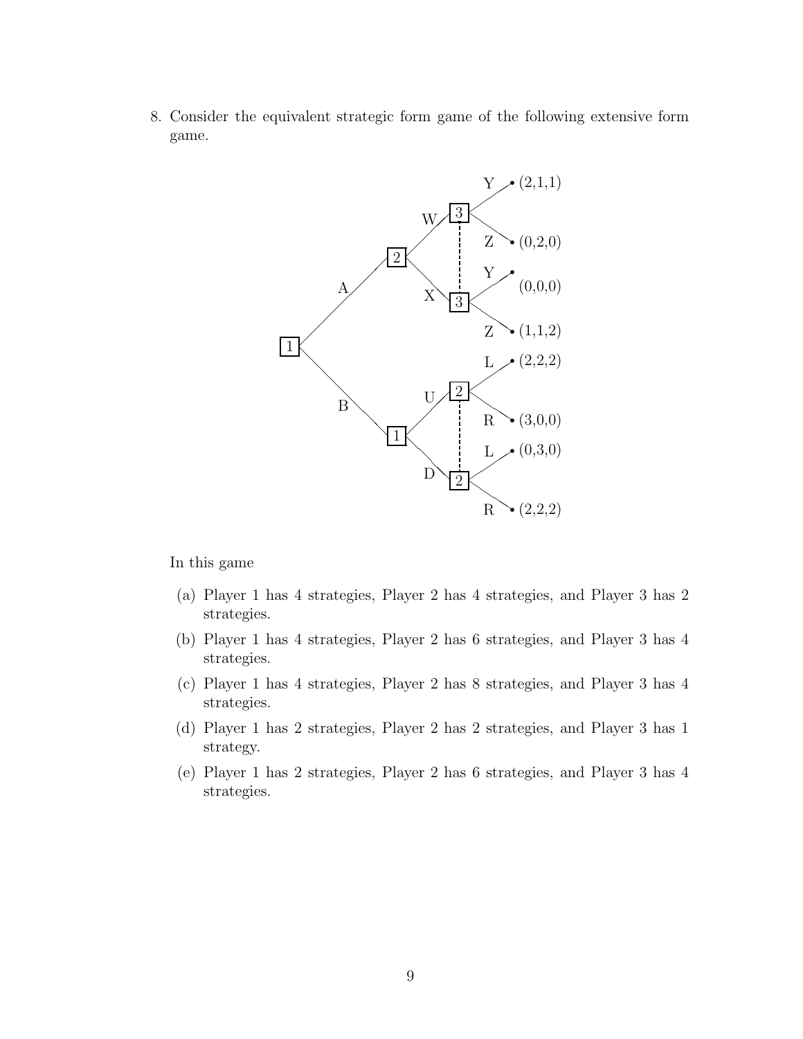8. Consider the equivalent strategic form game of the following extensive form game.

In this game

(a) Player 1 has 4 strategies, Player 2 has 4 strategies, and Player 3 has 2 strategies.

(b) Player 1 has 4 strategies, Player 2 has 6 strategies, and Player 3 has 4 strategies.

(c) Player 1 has 4 strategies, Player 2 has 8 strategies, and Player 3 has 4 strategies.

(d) Player 1 has 2 strategies, Player 2 has 2 strategies, and Player 3 has 1 strategy.

(e) Player 1 has 2 strategies, Player 2 has 6 strategies, and Player 3 has 4 strategies.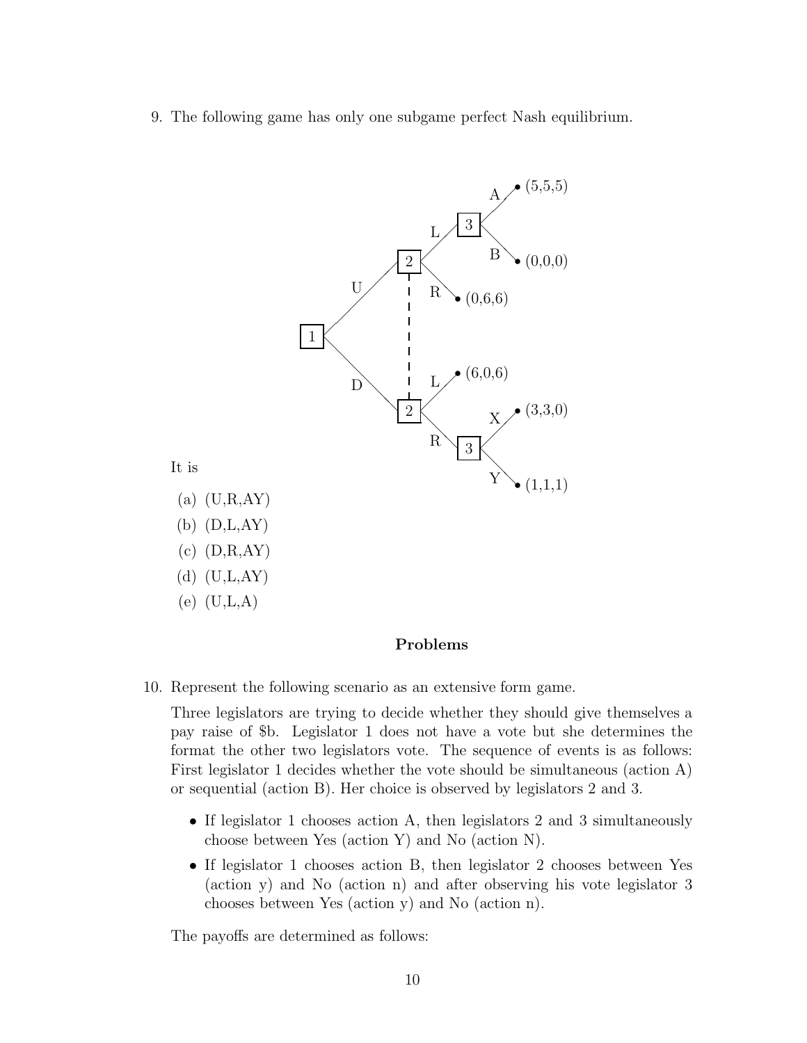9. The following game has only one subgame perfect Nash equilibrium.

   It is

   (a) (U,R,AY)

   (b) (D,L,AY)

   (c) (D,R,AY)

   (d) (U,L,AY)

   (e) (U,L,A)

## Problems

10. Represent the following scenario as an extensive form game.

    Three legislators are trying to decide whether they should give themselves a pay raise of \$b. Legislator 1 does not have a vote but she determines the format the other two legislators vote. The sequence of events is as follows: First legislator 1 decides whether the vote should be simultaneous (action A) or sequential (action B). Her choice is observed by legislators 2 and 3.

    - If legislator 1 chooses action A, then legislators 2 and 3 simultaneously choose between Yes (action Y) and No (action N).
    - If legislator 1 chooses action B, then legislator 2 chooses between Yes (action y) and No (action n) and after observing his vote legislator 3 chooses between Yes (action y) and No (action n).

    The payoffs are determined as follows: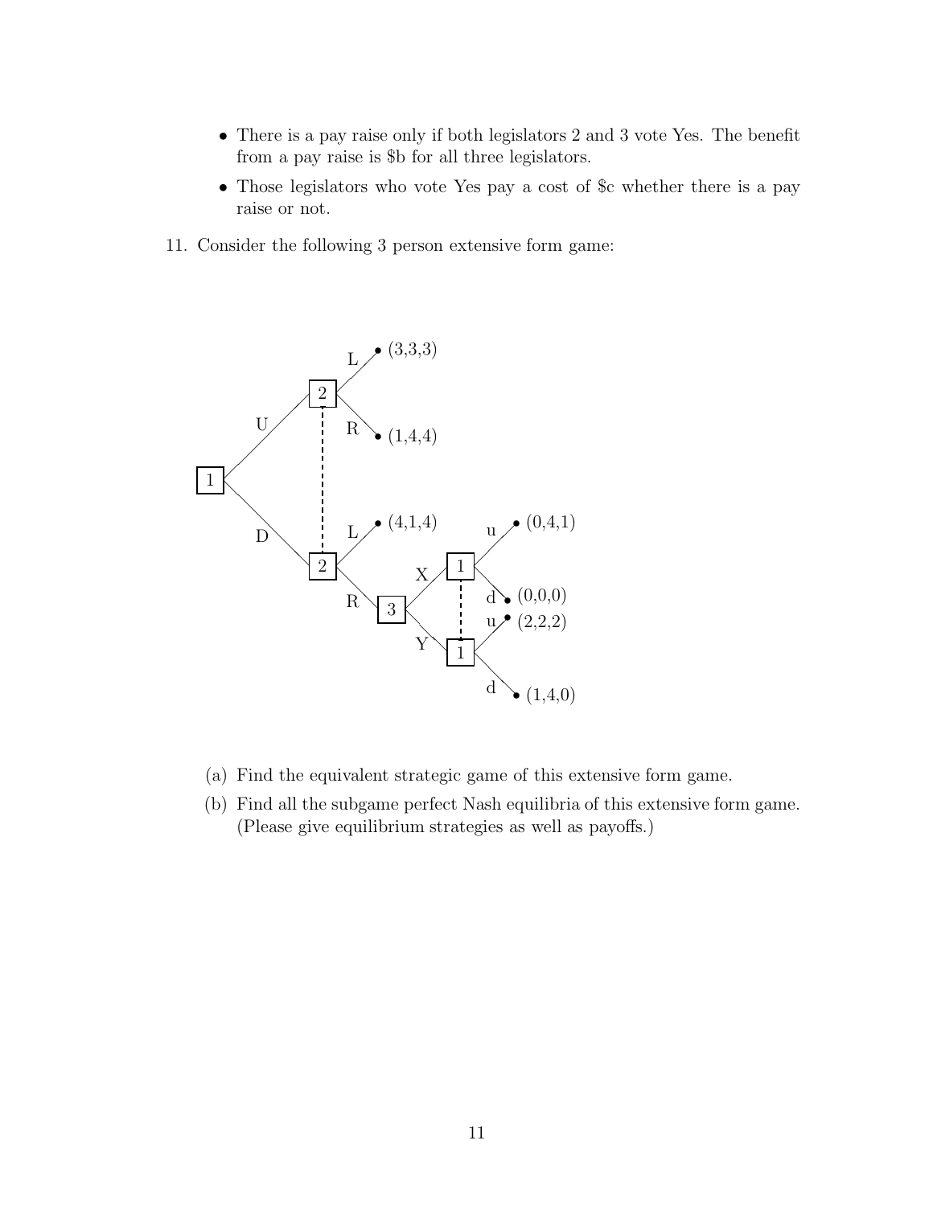- There is a pay raise only if both legislators 2 and 3 vote Yes. The benefit from a pay raise is \$b for all three legislators.
- Those legislators who vote Yes pay a cost of \$c whether there is a pay raise or not.

11. Consider the following 3 person extensive form game:

(a) Find the equivalent strategic game of this extensive form game.

(b) Find all the subgame perfect Nash equilibria of this extensive form game. (Please give equilibrium strategies as well as payoffs.)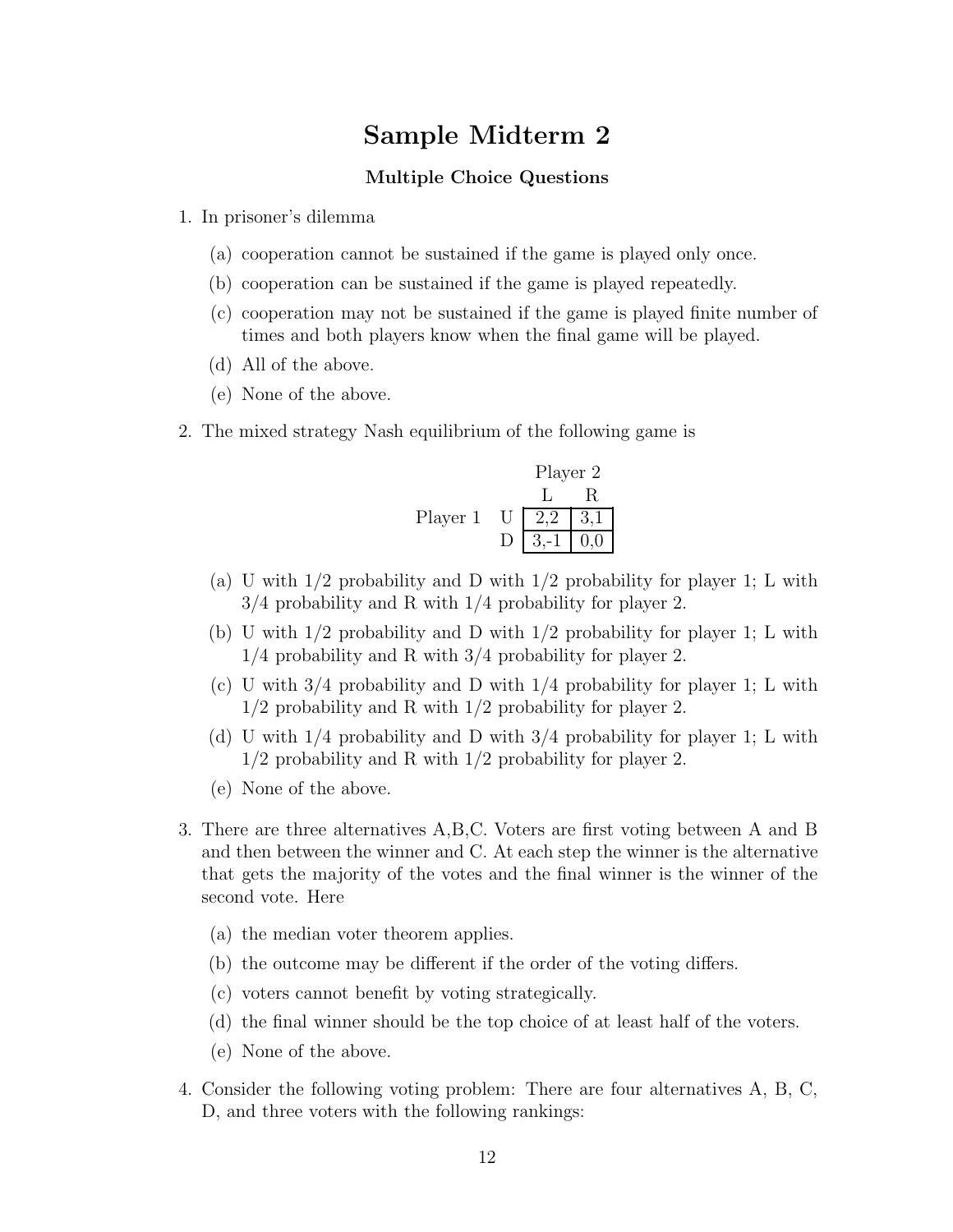# Sample Midterm 2

### Multiple Choice Questions

1. In prisoner's dilemma

   (a) cooperation cannot be sustained if the game is played only once.

   (b) cooperation can be sustained if the game is played repeatedly.

   (c) cooperation may not be sustained if the game is played finite number of times and both players know when the final game will be played.

   (d) All of the above.

   (e) None of the above.

2. The mixed strategy Nash equilibrium of the following game is

| | | Player 2 | |
|---|---|---|---|
| | | L | R |
| Player 1 | U | 2,2 | 3,1 |
| | D | 3,-1 | 0,0 |

   (a) U with 1/2 probability and D with 1/2 probability for player 1; L with 3/4 probability and R with 1/4 probability for player 2.

   (b) U with 1/2 probability and D with 1/2 probability for player 1; L with 1/4 probability and R with 3/4 probability for player 2.

   (c) U with 3/4 probability and D with 1/4 probability for player 1; L with 1/2 probability and R with 1/2 probability for player 2.

   (d) U with 1/4 probability and D with 3/4 probability for player 1; L with 1/2 probability and R with 1/2 probability for player 2.

   (e) None of the above.

3. There are three alternatives A,B,C. Voters are first voting between A and B and then between the winner and C. At each step the winner is the alternative that gets the majority of the votes and the final winner is the winner of the second vote. Here

   (a) the median voter theorem applies.

   (b) the outcome may be different if the order of the voting differs.

   (c) voters cannot benefit by voting strategically.

   (d) the final winner should be the top choice of at least half of the voters.

   (e) None of the above.

4. Consider the following voting problem: There are four alternatives A, B, C, D, and three voters with the following rankings: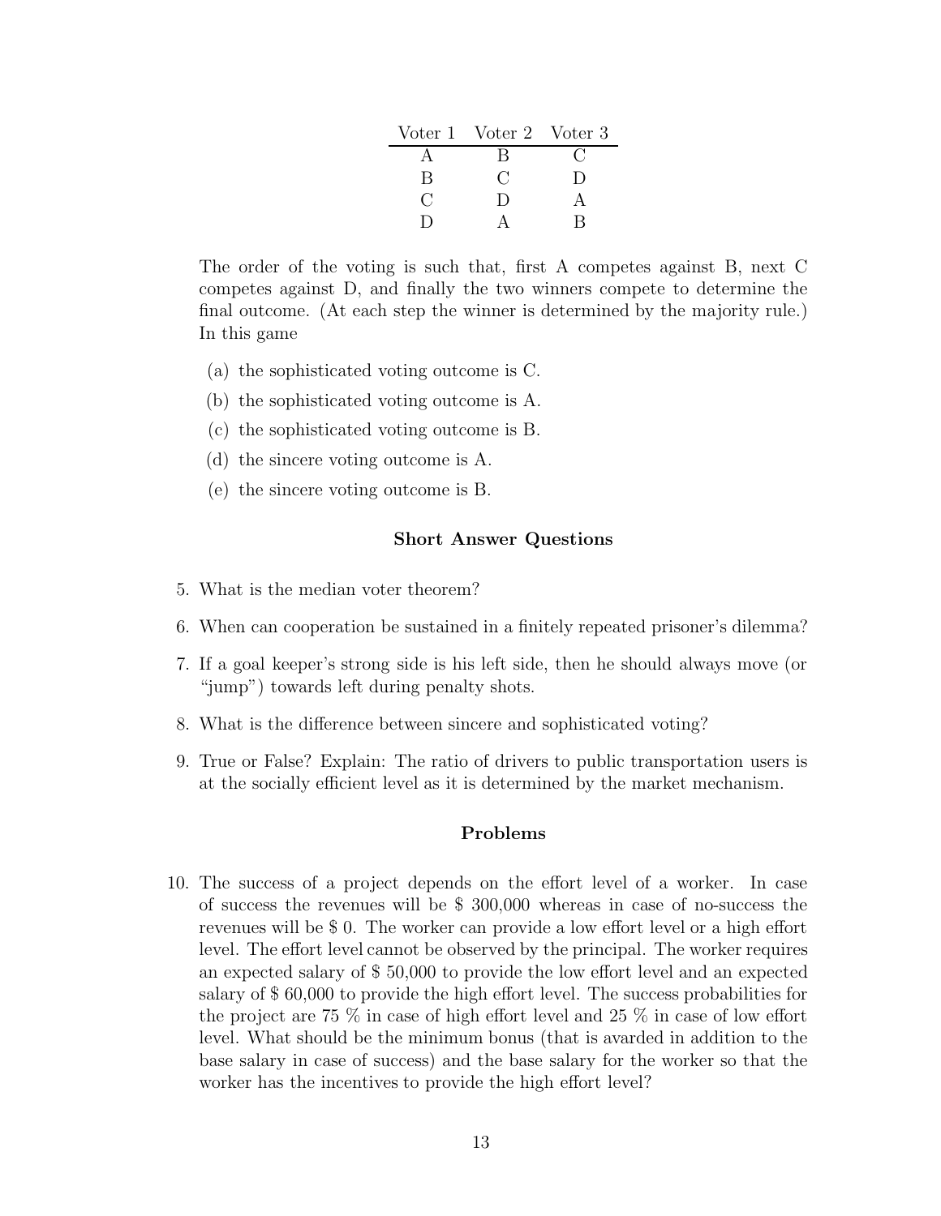| Voter 1 | Voter 2 | Voter 3 |
|---|---|---|
| A | B | C |
| B | C | D |
| C | D | A |
| D | A | B |

The order of the voting is such that, first A competes against B, next C competes against D, and finally the two winners compete to determine the final outcome. (At each step the winner is determined by the majority rule.) In this game

(a) the sophisticated voting outcome is C.

(b) the sophisticated voting outcome is A.

(c) the sophisticated voting outcome is B.

(d) the sincere voting outcome is A.

(e) the sincere voting outcome is B.

### Short Answer Questions

5. What is the median voter theorem?

6. When can cooperation be sustained in a finitely repeated prisoner's dilemma?

7. If a goal keeper's strong side is his left side, then he should always move (or "jump") towards left during penalty shots.

8. What is the difference between sincere and sophisticated voting?

9. True or False? Explain: The ratio of drivers to public transportation users is at the socially efficient level as it is determined by the market mechanism.

### Problems

10. The success of a project depends on the effort level of a worker. In case of success the revenues will be \$ 300,000 whereas in case of no-success the revenues will be \$ 0. The worker can provide a low effort level or a high effort level. The effort level cannot be observed by the principal. The worker requires an expected salary of \$ 50,000 to provide the low effort level and an expected salary of \$ 60,000 to provide the high effort level. The success probabilities for the project are 75 % in case of high effort level and 25 % in case of low effort level. What should be the minimum bonus (that is avarded in addition to the base salary in case of success) and the base salary for the worker so that the worker has the incentives to provide the high effort level?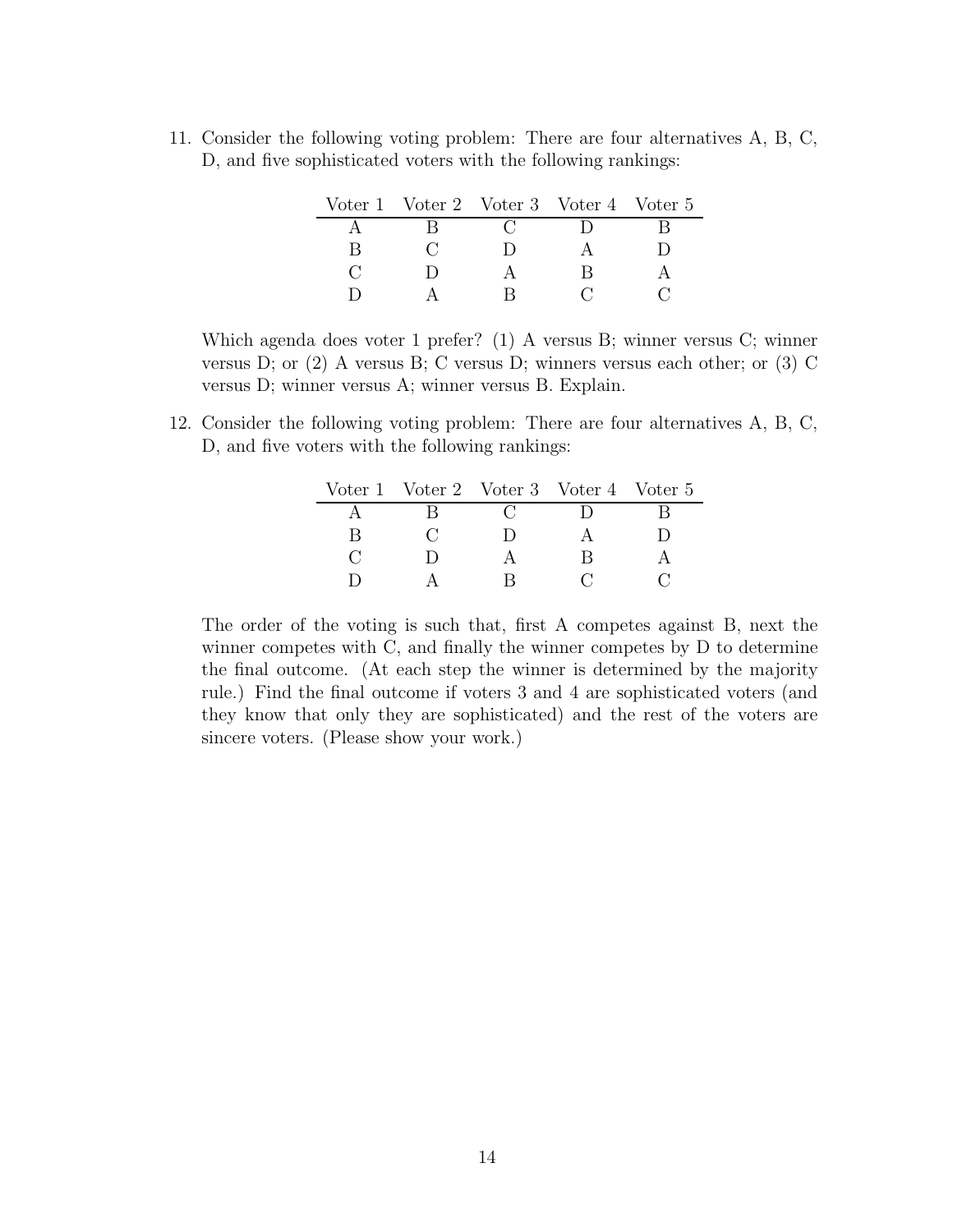11. Consider the following voting problem: There are four alternatives A, B, C, D, and five sophisticated voters with the following rankings:

| Voter 1 | Voter 2 | Voter 3 | Voter 4 | Voter 5 |
|---|---|---|---|---|
| A | B | C | D | B |
| B | C | D | A | D |
| C | D | A | B | A |
| D | A | B | C | C |

Which agenda does voter 1 prefer? (1) A versus B; winner versus C; winner versus D; or (2) A versus B; C versus D; winners versus each other; or (3) C versus D; winner versus A; winner versus B. Explain.

12. Consider the following voting problem: There are four alternatives A, B, C, D, and five voters with the following rankings:

| Voter 1 | Voter 2 | Voter 3 | Voter 4 | Voter 5 |
|---|---|---|---|---|
| A | B | C | D | B |
| B | C | D | A | D |
| C | D | A | B | A |
| D | A | B | C | C |

The order of the voting is such that, first A competes against B, next the winner competes with C, and finally the winner competes by D to determine the final outcome. (At each step the winner is determined by the majority rule.) Find the final outcome if voters 3 and 4 are sophisticated voters (and they know that only they are sophisticated) and the rest of the voters are sincere voters. (Please show your work.)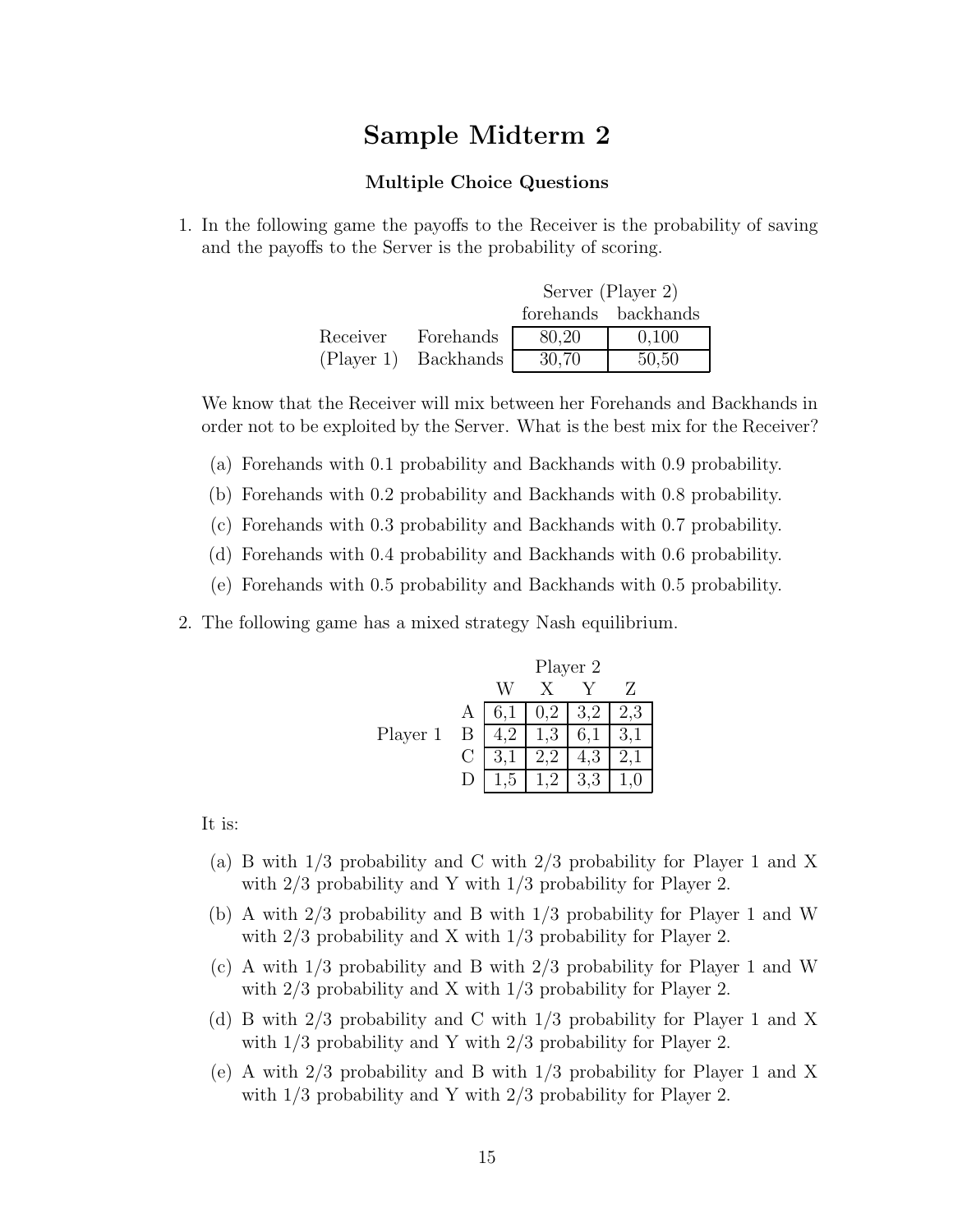# Sample Midterm 2

### Multiple Choice Questions

1. In the following game the payoffs to the Receiver is the probability of saving and the payoffs to the Server is the probability of scoring.

| | | Server (Player 2) | |
|---|---|---|---|
| | | forehands | backhands |
| Receiver | Forehands | 80,20 | 0,100 |
| (Player 1) | Backhands | 30,70 | 50,50 |

   We know that the Receiver will mix between her Forehands and Backhands in order not to be exploited by the Server. What is the best mix for the Receiver?

   (a) Forehands with 0.1 probability and Backhands with 0.9 probability.

   (b) Forehands with 0.2 probability and Backhands with 0.8 probability.

   (c) Forehands with 0.3 probability and Backhands with 0.7 probability.

   (d) Forehands with 0.4 probability and Backhands with 0.6 probability.

   (e) Forehands with 0.5 probability and Backhands with 0.5 probability.

2. The following game has a mixed strategy Nash equilibrium.

| | | Player 2 | | | |
|---|---|---|---|---|---|
| | | W | X | Y | Z |
| Player 1 | A | 6,1 | 0,2 | 3,2 | 2,3 |
| | B | 4,2 | 1,3 | 6,1 | 3,1 |
| | C | 3,1 | 2,2 | 4,3 | 2,1 |
| | D | 1,5 | 1,2 | 3,3 | 1,0 |

   It is:

   (a) B with 1/3 probability and C with 2/3 probability for Player 1 and X with 2/3 probability and Y with 1/3 probability for Player 2.

   (b) A with 2/3 probability and B with 1/3 probability for Player 1 and W with 2/3 probability and X with 1/3 probability for Player 2.

   (c) A with 1/3 probability and B with 2/3 probability for Player 1 and W with 2/3 probability and X with 1/3 probability for Player 2.

   (d) B with 2/3 probability and C with 1/3 probability for Player 1 and X with 1/3 probability and Y with 2/3 probability for Player 2.

   (e) A with 2/3 probability and B with 1/3 probability for Player 1 and X with 1/3 probability and Y with 2/3 probability for Player 2.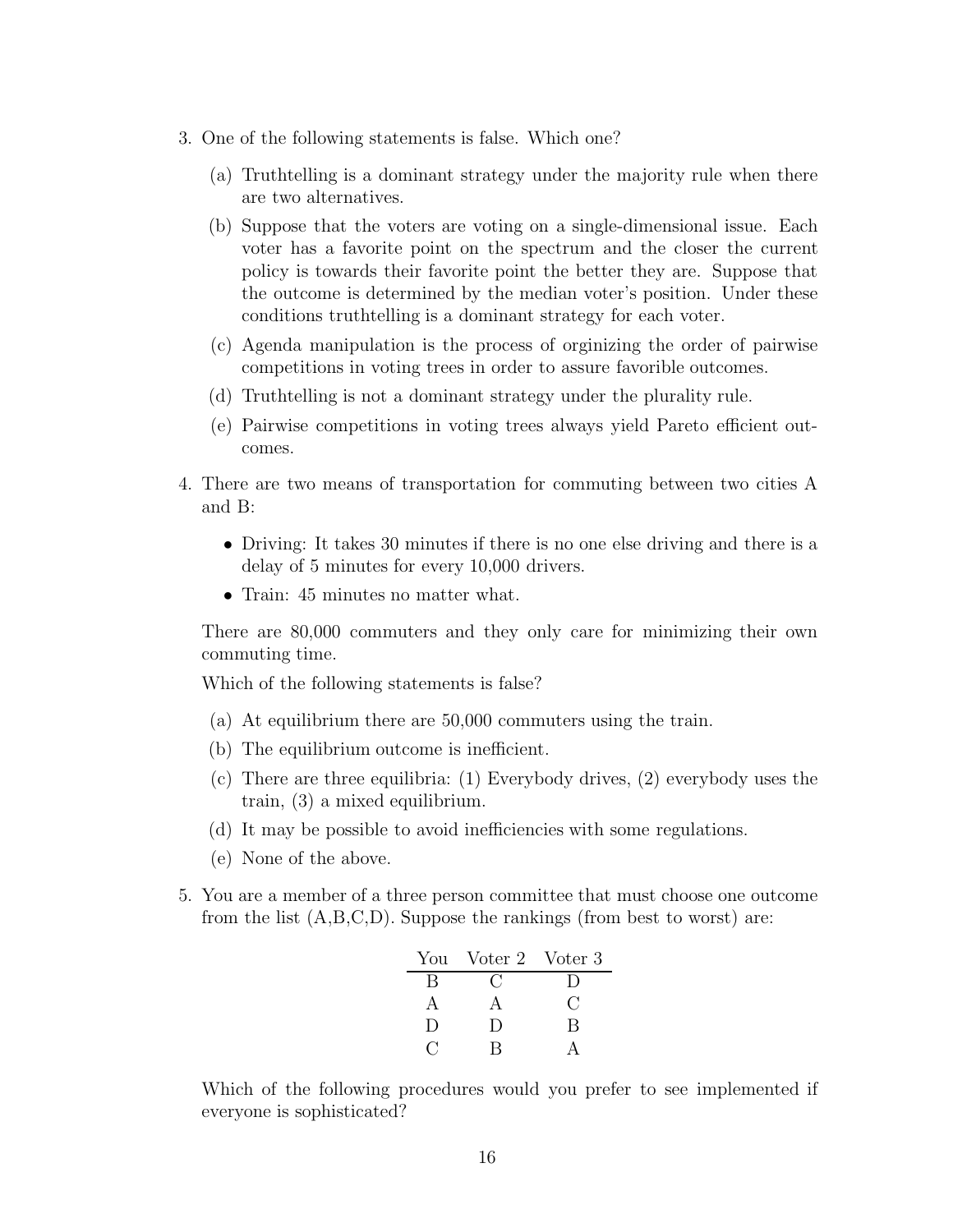3. One of the following statements is false. Which one?

   (a) Truthtelling is a dominant strategy under the majority rule when there are two alternatives.

   (b) Suppose that the voters are voting on a single-dimensional issue. Each voter has a favorite point on the spectrum and the closer the current policy is towards their favorite point the better they are. Suppose that the outcome is determined by the median voter's position. Under these conditions truthtelling is a dominant strategy for each voter.

   (c) Agenda manipulation is the process of orginizing the order of pairwise competitions in voting trees in order to assure favorible outcomes.

   (d) Truthtelling is not a dominant strategy under the plurality rule.

   (e) Pairwise competitions in voting trees always yield Pareto efficient outcomes.

4. There are two means of transportation for commuting between two cities A and B:

   - Driving: It takes 30 minutes if there is no one else driving and there is a delay of 5 minutes for every 10,000 drivers.
   - Train: 45 minutes no matter what.

   There are 80,000 commuters and they only care for minimizing their own commuting time.

   Which of the following statements is false?

   (a) At equilibrium there are 50,000 commuters using the train.

   (b) The equilibrium outcome is inefficient.

   (c) There are three equilibria: (1) Everybody drives, (2) everybody uses the train, (3) a mixed equilibrium.

   (d) It may be possible to avoid inefficiencies with some regulations.

   (e) None of the above.

5. You are a member of a three person committee that must choose one outcome from the list (A,B,C,D). Suppose the rankings (from best to worst) are:

| You | Voter 2 | Voter 3 |
|---|---|---|
| B | C | D |
| A | A | C |
| D | D | B |
| C | B | A |

   Which of the following procedures would you prefer to see implemented if everyone is sophisticated?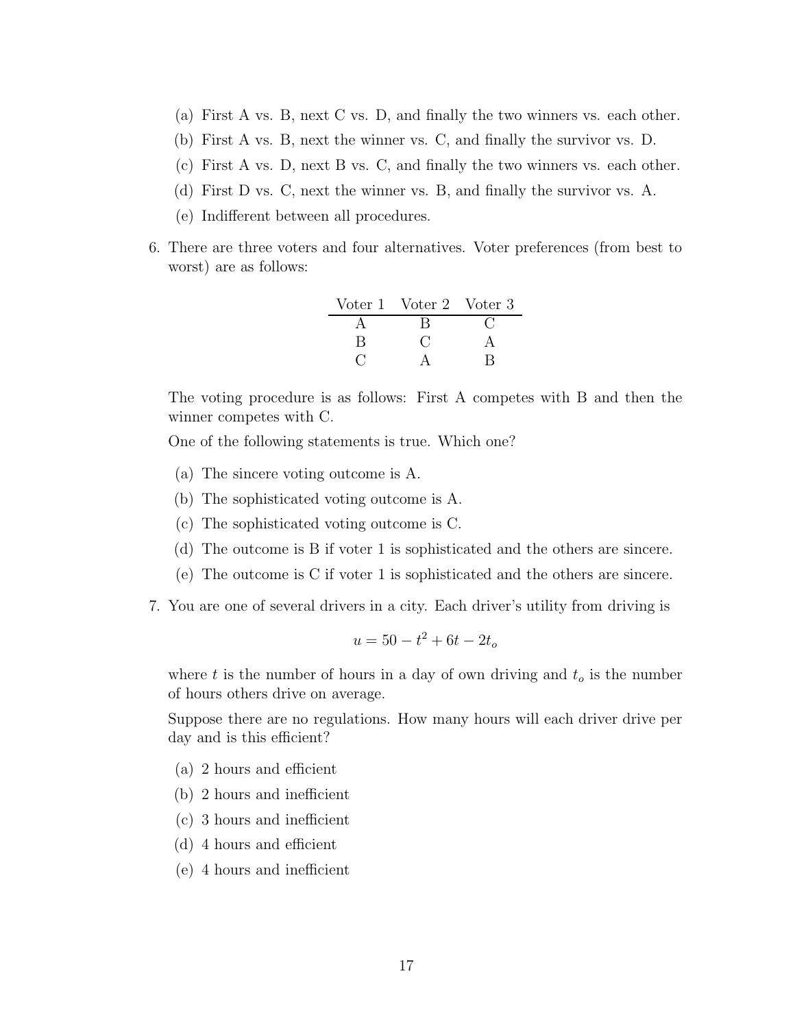(a) First A vs. B, next C vs. D, and finally the two winners vs. each other.

(b) First A vs. B, next the winner vs. C, and finally the survivor vs. D.

(c) First A vs. D, next B vs. C, and finally the two winners vs. each other.

(d) First D vs. C, next the winner vs. B, and finally the survivor vs. A.

(e) Indifferent between all procedures.

6. There are three voters and four alternatives. Voter preferences (from best to worst) are as follows:

| Voter 1 | Voter 2 | Voter 3 |
|---|---|---|
| A | B | C |
| B | C | A |
| C | A | B |

The voting procedure is as follows: First A competes with B and then the winner competes with C.

One of the following statements is true. Which one?

(a) The sincere voting outcome is A.

(b) The sophisticated voting outcome is A.

(c) The sophisticated voting outcome is C.

(d) The outcome is B if voter 1 is sophisticated and the others are sincere.

(e) The outcome is C if voter 1 is sophisticated and the others are sincere.

7. You are one of several drivers in a city. Each driver's utility from driving is

$$u = 50 - t^2 + 6t - 2t_o$$

where $t$ is the number of hours in a day of own driving and $t_o$ is the number of hours others drive on average.

Suppose there are no regulations. How many hours will each driver drive per day and is this efficient?

(a) 2 hours and efficient

(b) 2 hours and inefficient

(c) 3 hours and inefficient

(d) 4 hours and efficient

(e) 4 hours and inefficient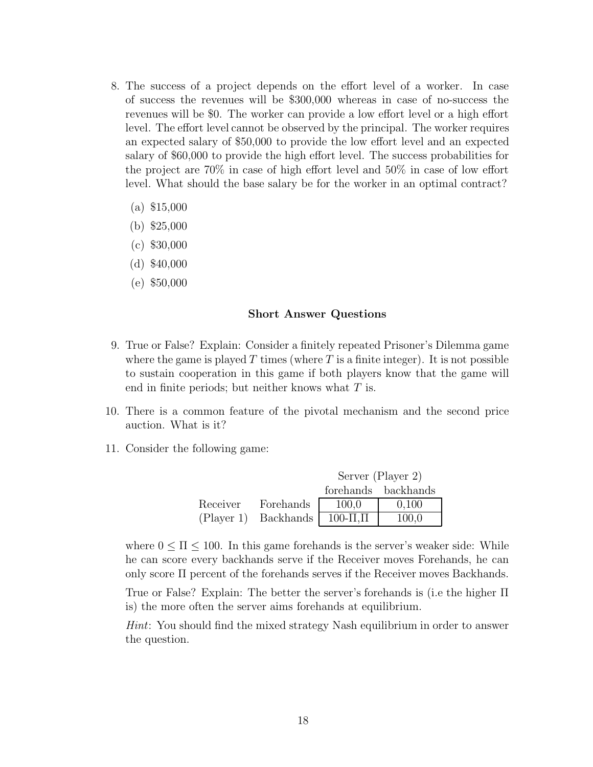8. The success of a project depends on the effort level of a worker. In case of success the revenues will be \$300,000 whereas in case of no-success the revenues will be \$0. The worker can provide a low effort level or a high effort level. The effort level cannot be observed by the principal. The worker requires an expected salary of \$50,000 to provide the low effort level and an expected salary of \$60,000 to provide the high effort level. The success probabilities for the project are 70% in case of high effort level and 50% in case of low effort level. What should the base salary be for the worker in an optimal contract?

   (a) \$15,000

   (b) \$25,000

   (c) \$30,000

   (d) \$40,000

   (e) \$50,000

### Short Answer Questions

9. True or False? Explain: Consider a finitely repeated Prisoner's Dilemma game where the game is played $T$ times (where $T$ is a finite integer). It is not possible to sustain cooperation in this game if both players know that the game will end in finite periods; but neither knows what $T$ is.

10. There is a common feature of the pivotal mechanism and the second price auction. What is it?

11. Consider the following game:

|  |  | Server (Player 2) |  |
|---|---|---|---|
|  |  | forehands | backhands |
| Receiver | Forehands | 100,0 | 0,100 |
| (Player 1) | Backhands | $100-\Pi,\Pi$ | 100,0 |

   where $0 \leq \Pi \leq 100$. In this game forehands is the server's weaker side: While he can score every backhands serve if the Receiver moves Forehands, he can only score $\Pi$ percent of the forehands serves if the Receiver moves Backhands.

   True or False? Explain: The better the server's forehands is (i.e the higher $\Pi$ is) the more often the server aims forehands at equilibrium.

   *Hint*: You should find the mixed strategy Nash equilibrium in order to answer the question.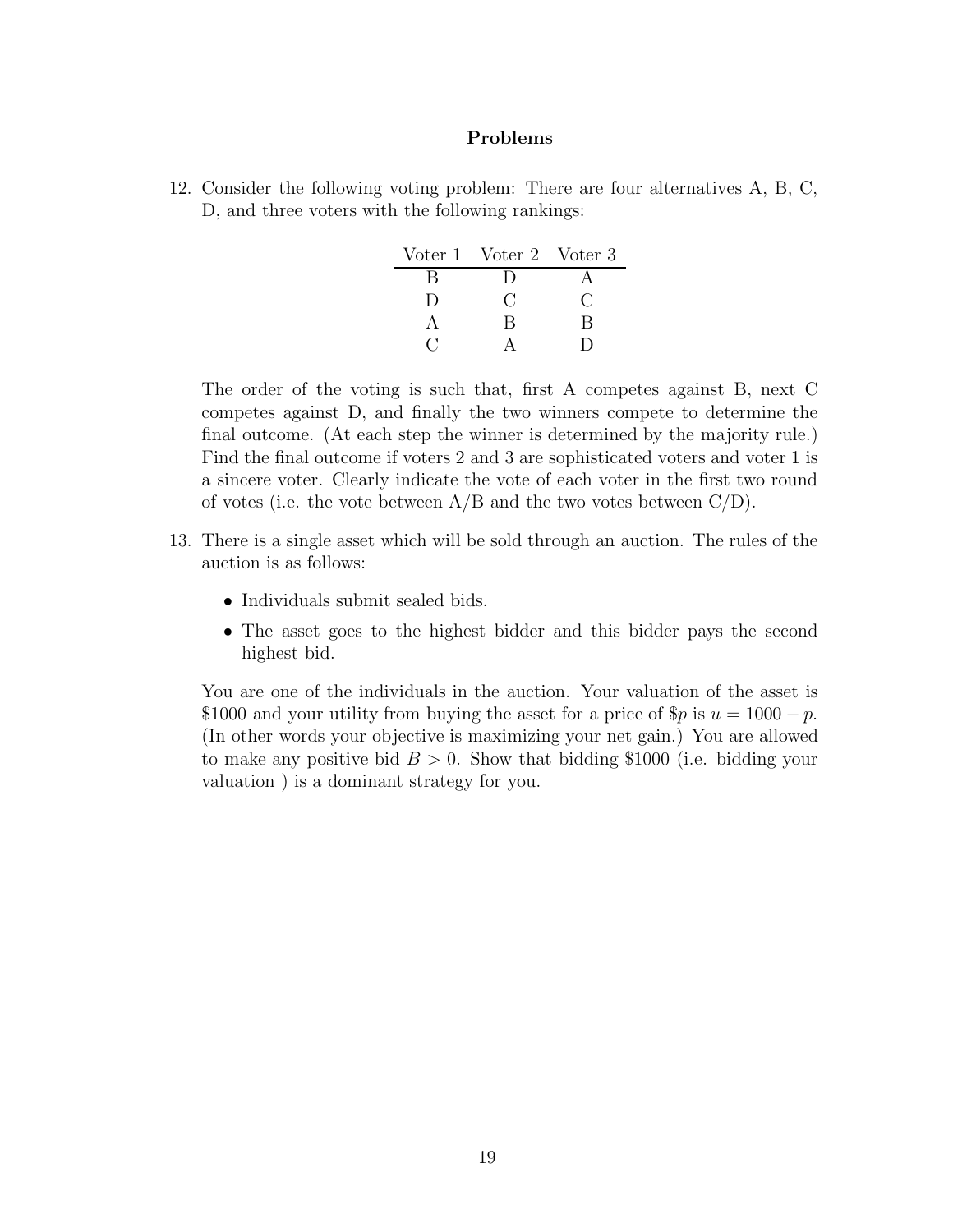## Problems

12. Consider the following voting problem: There are four alternatives A, B, C, D, and three voters with the following rankings:

| Voter 1 | Voter 2 | Voter 3 |
|---|---|---|
| B | D | A |
| D | C | C |
| A | B | B |
| C | A | D |

The order of the voting is such that, first A competes against B, next C competes against D, and finally the two winners compete to determine the final outcome. (At each step the winner is determined by the majority rule.) Find the final outcome if voters 2 and 3 are sophisticated voters and voter 1 is a sincere voter. Clearly indicate the vote of each voter in the first two round of votes (i.e. the vote between A/B and the two votes between C/D).

13. There is a single asset which will be sold through an auction. The rules of the auction is as follows:

    - Individuals submit sealed bids.
    - The asset goes to the highest bidder and this bidder pays the second highest bid.

    You are one of the individuals in the auction. Your valuation of the asset is \$1000 and your utility from buying the asset for a price of \$$p$ is $u = 1000 - p$. (In other words your objective is maximizing your net gain.) You are allowed to make any positive bid $B > 0$. Show that bidding \$1000 (i.e. bidding your valuation ) is a dominant strategy for you.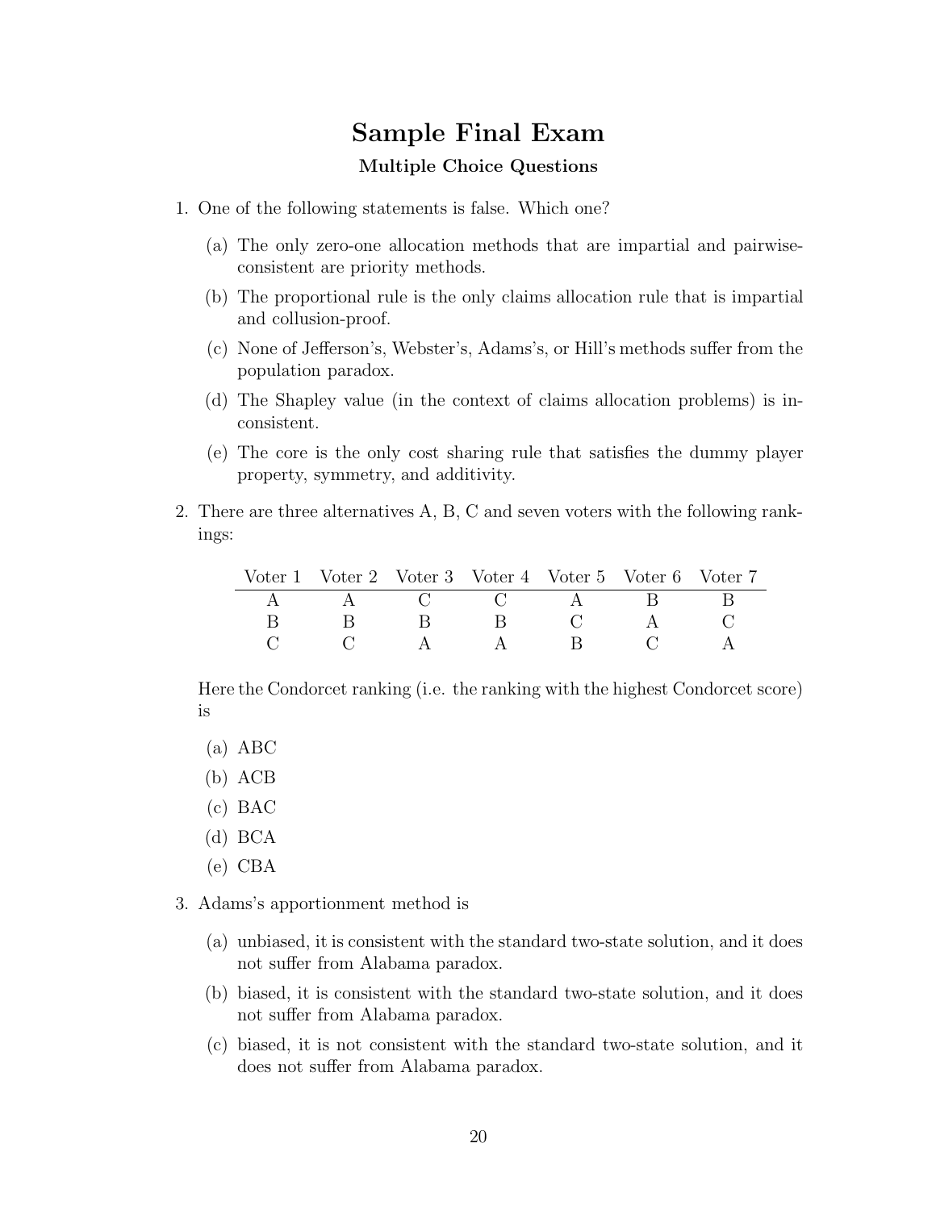# Sample Final Exam

### Multiple Choice Questions

1. One of the following statements is false. Which one?

   (a) The only zero-one allocation methods that are impartial and pairwise-consistent are priority methods.

   (b) The proportional rule is the only claims allocation rule that is impartial and collusion-proof.

   (c) None of Jefferson's, Webster's, Adams's, or Hill's methods suffer from the population paradox.

   (d) The Shapley value (in the context of claims allocation problems) is inconsistent.

   (e) The core is the only cost sharing rule that satisfies the dummy player property, symmetry, and additivity.

2. There are three alternatives A, B, C and seven voters with the following rankings:

   | Voter 1 | Voter 2 | Voter 3 | Voter 4 | Voter 5 | Voter 6 | Voter 7 |
   |---|---|---|---|---|---|---|
   | A | A | C | C | A | B | B |
   | B | B | B | B | C | A | C |
   | C | C | A | A | B | C | A |

   Here the Condorcet ranking (i.e. the ranking with the highest Condorcet score) is

   (a) ABC

   (b) ACB

   (c) BAC

   (d) BCA

   (e) CBA

3. Adams's apportionment method is

   (a) unbiased, it is consistent with the standard two-state solution, and it does not suffer from Alabama paradox.

   (b) biased, it is consistent with the standard two-state solution, and it does not suffer from Alabama paradox.

   (c) biased, it is not consistent with the standard two-state solution, and it does not suffer from Alabama paradox.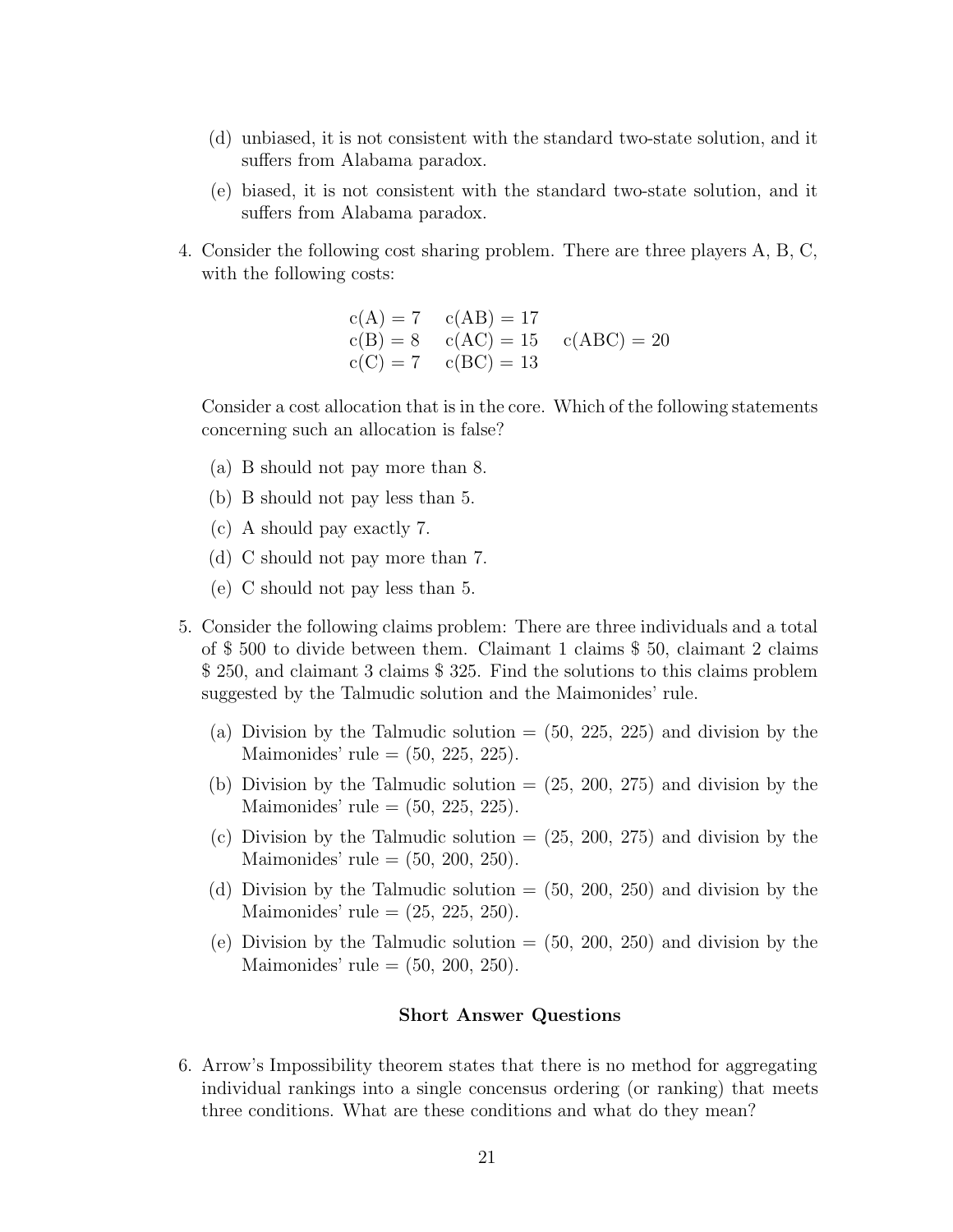(d) unbiased, it is not consistent with the standard two-state solution, and it suffers from Alabama paradox.

(e) biased, it is not consistent with the standard two-state solution, and it suffers from Alabama paradox.

4. Consider the following cost sharing problem. There are three players A, B, C, with the following costs:

$$
\begin{array}{lll}
c(A) = 7 & c(AB) = 17 & \\
c(B) = 8 & c(AC) = 15 & c(ABC) = 20 \\
c(C) = 7 & c(BC) = 13 &
\end{array}
$$

Consider a cost allocation that is in the core. Which of the following statements concerning such an allocation is false?

(a) B should not pay more than 8.

(b) B should not pay less than 5.

(c) A should pay exactly 7.

(d) C should not pay more than 7.

(e) C should not pay less than 5.

5. Consider the following claims problem: There are three individuals and a total of \$ 500 to divide between them. Claimant 1 claims \$ 50, claimant 2 claims \$ 250, and claimant 3 claims \$ 325. Find the solutions to this claims problem suggested by the Talmudic solution and the Maimonides' rule.

(a) Division by the Talmudic solution = (50, 225, 225) and division by the Maimonides' rule = (50, 225, 225).

(b) Division by the Talmudic solution = (25, 200, 275) and division by the Maimonides' rule = (50, 225, 225).

(c) Division by the Talmudic solution = (25, 200, 275) and division by the Maimonides' rule = (50, 200, 250).

(d) Division by the Talmudic solution = (50, 200, 250) and division by the Maimonides' rule = (25, 225, 250).

(e) Division by the Talmudic solution = (50, 200, 250) and division by the Maimonides' rule = (50, 200, 250).

**Short Answer Questions**

6. Arrow's Impossibility theorem states that there is no method for aggregating individual rankings into a single concensus ordering (or ranking) that meets three conditions. What are these conditions and what do they mean?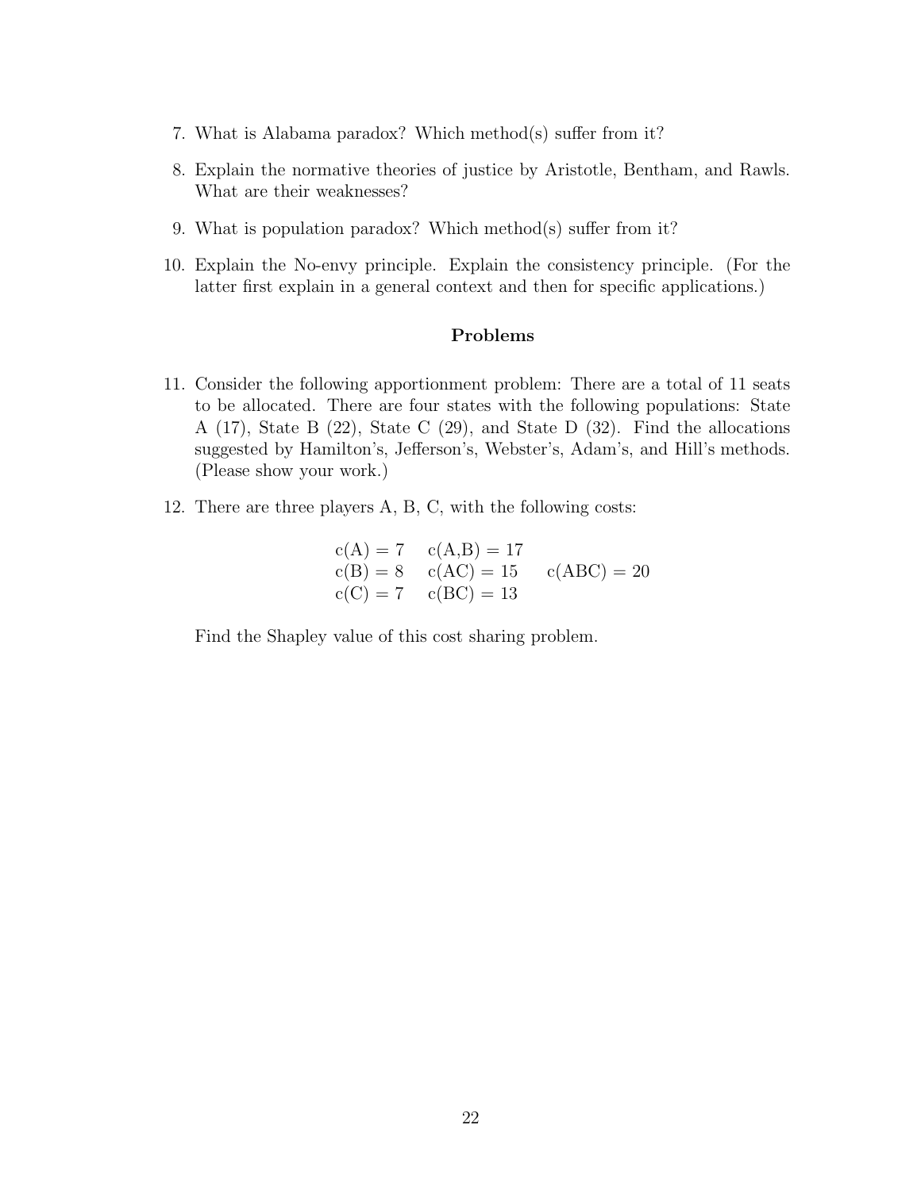7. What is Alabama paradox? Which method(s) suffer from it?

8. Explain the normative theories of justice by Aristotle, Bentham, and Rawls. What are their weaknesses?

9. What is population paradox? Which method(s) suffer from it?

10. Explain the No-envy principle. Explain the consistency principle. (For the latter first explain in a general context and then for specific applications.)

### Problems

11. Consider the following apportionment problem: There are a total of 11 seats to be allocated. There are four states with the following populations: State A (17), State B (22), State C (29), and State D (32). Find the allocations suggested by Hamilton's, Jefferson's, Webster's, Adam's, and Hill's methods. (Please show your work.)

12. There are three players A, B, C, with the following costs:

$$
\begin{array}{lll}
c(A) = 7 & c(A,B) = 17 & \\
c(B) = 8 & c(AC) = 15 & c(ABC) = 20 \\
c(C) = 7 & c(BC) = 13 &
\end{array}
$$

Find the Shapley value of this cost sharing problem.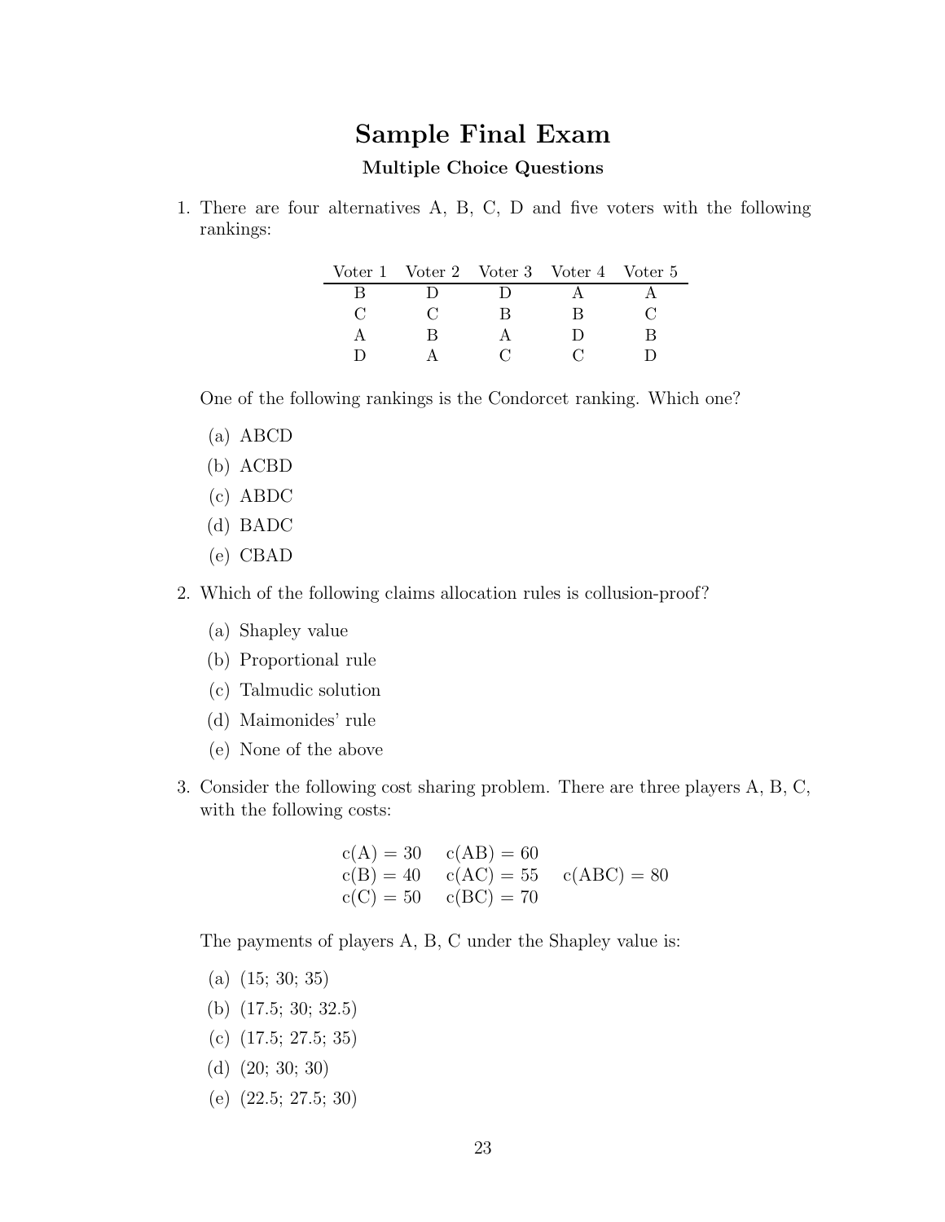# Sample Final Exam

### Multiple Choice Questions

1. There are four alternatives A, B, C, D and five voters with the following rankings:

| Voter 1 | Voter 2 | Voter 3 | Voter 4 | Voter 5 |
|---|---|---|---|---|
| B | D | D | A | A |
| C | C | B | B | C |
| A | B | A | D | B |
| D | A | C | C | D |

   One of the following rankings is the Condorcet ranking. Which one?

   (a) ABCD
   (b) ACBD
   (c) ABDC
   (d) BADC
   (e) CBAD

2. Which of the following claims allocation rules is collusion-proof?

   (a) Shapley value
   (b) Proportional rule
   (c) Talmudic solution
   (d) Maimonides' rule
   (e) None of the above

3. Consider the following cost sharing problem. There are three players A, B, C, with the following costs:

$$
\begin{array}{lll}
c(A) = 30 & c(AB) = 60 & \\
c(B) = 40 & c(AC) = 55 & c(ABC) = 80 \\
c(C) = 50 & c(BC) = 70 &
\end{array}
$$

   The payments of players A, B, C under the Shapley value is:

   (a) (15; 30; 35)
   (b) (17.5; 30; 32.5)
   (c) (17.5; 27.5; 35)
   (d) (20; 30; 30)
   (e) (22.5; 27.5; 30)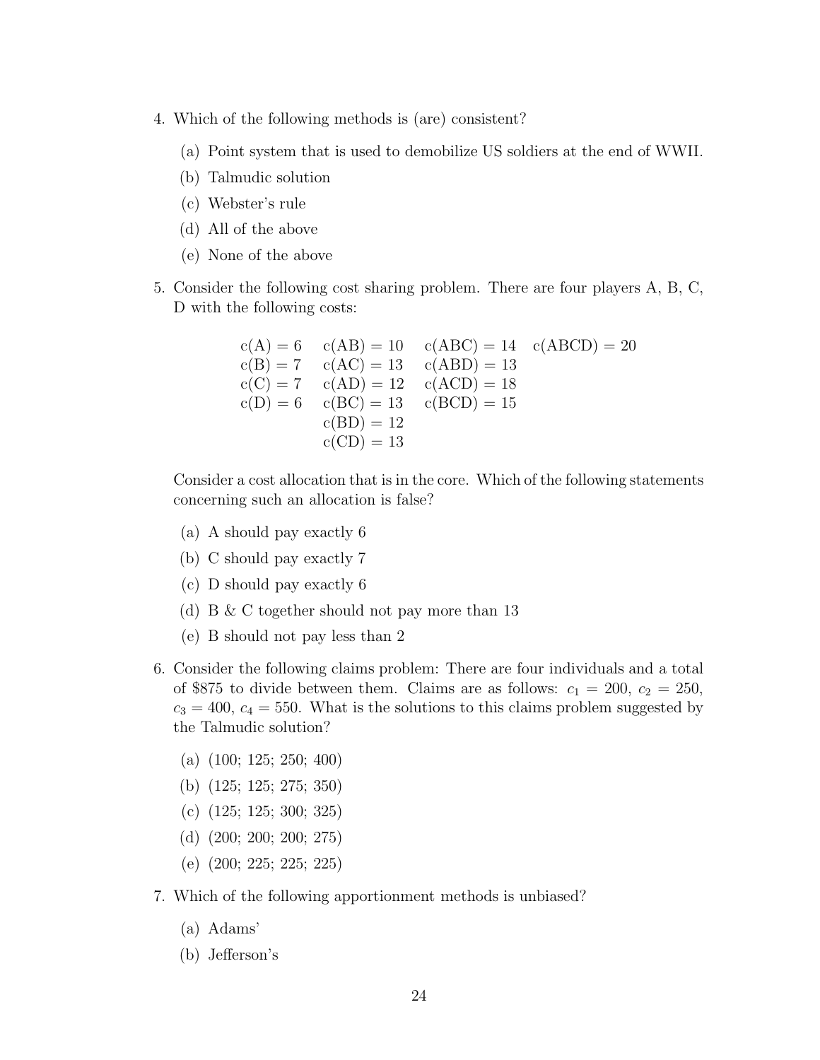4. Which of the following methods is (are) consistent?

   (a) Point system that is used to demobilize US soldiers at the end of WWII.

   (b) Talmudic solution

   (c) Webster's rule

   (d) All of the above

   (e) None of the above

5. Consider the following cost sharing problem. There are four players A, B, C, D with the following costs:

|  |  |  |  |
|---|---|---|---|
| c(A) = 6 | c(AB) = 10 | c(ABC) = 14 | c(ABCD) = 20 |
| c(B) = 7 | c(AC) = 13 | c(ABD) = 13 |  |
| c(C) = 7 | c(AD) = 12 | c(ACD) = 18 |  |
| c(D) = 6 | c(BC) = 13 | c(BCD) = 15 |  |
|  | c(BD) = 12 |  |  |
|  | c(CD) = 13 |  |  |

   Consider a cost allocation that is in the core. Which of the following statements concerning such an allocation is false?

   (a) A should pay exactly 6

   (b) C should pay exactly 7

   (c) D should pay exactly 6

   (d) B & C together should not pay more than 13

   (e) B should not pay less than 2

6. Consider the following claims problem: There are four individuals and a total of \$875 to divide between them. Claims are as follows: $c_1 = 200$, $c_2 = 250$, $c_3 = 400$, $c_4 = 550$. What is the solutions to this claims problem suggested by the Talmudic solution?

   (a) (100; 125; 250; 400)

   (b) (125; 125; 275; 350)

   (c) (125; 125; 300; 325)

   (d) (200; 200; 200; 275)

   (e) (200; 225; 225; 225)

7. Which of the following apportionment methods is unbiased?

   (a) Adams'

   (b) Jefferson's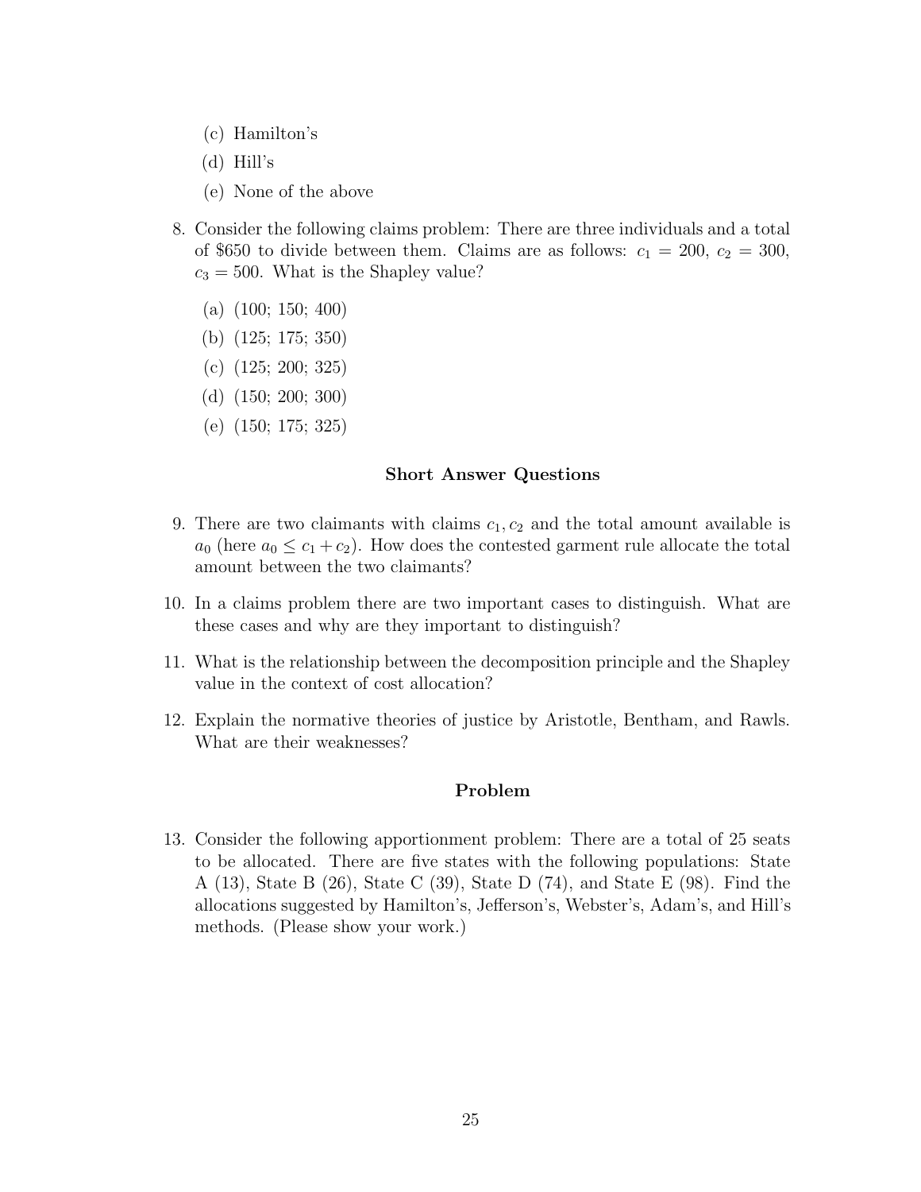(c) Hamilton's

(d) Hill's

(e) None of the above

8. Consider the following claims problem: There are three individuals and a total of \$650 to divide between them. Claims are as follows: $c_1 = 200$, $c_2 = 300$, $c_3 = 500$. What is the Shapley value?

   (a) (100; 150; 400)

   (b) (125; 175; 350)

   (c) (125; 200; 325)

   (d) (150; 200; 300)

   (e) (150; 175; 325)

### Short Answer Questions

9. There are two claimants with claims $c_1, c_2$ and the total amount available is $a_0$ (here $a_0 \leq c_1 + c_2$). How does the contested garment rule allocate the total amount between the two claimants?

10. In a claims problem there are two important cases to distinguish. What are these cases and why are they important to distinguish?

11. What is the relationship between the decomposition principle and the Shapley value in the context of cost allocation?

12. Explain the normative theories of justice by Aristotle, Bentham, and Rawls. What are their weaknesses?

### Problem

13. Consider the following apportionment problem: There are a total of 25 seats to be allocated. There are five states with the following populations: State A (13), State B (26), State C (39), State D (74), and State E (98). Find the allocations suggested by Hamilton's, Jefferson's, Webster's, Adam's, and Hill's methods. (Please show your work.)